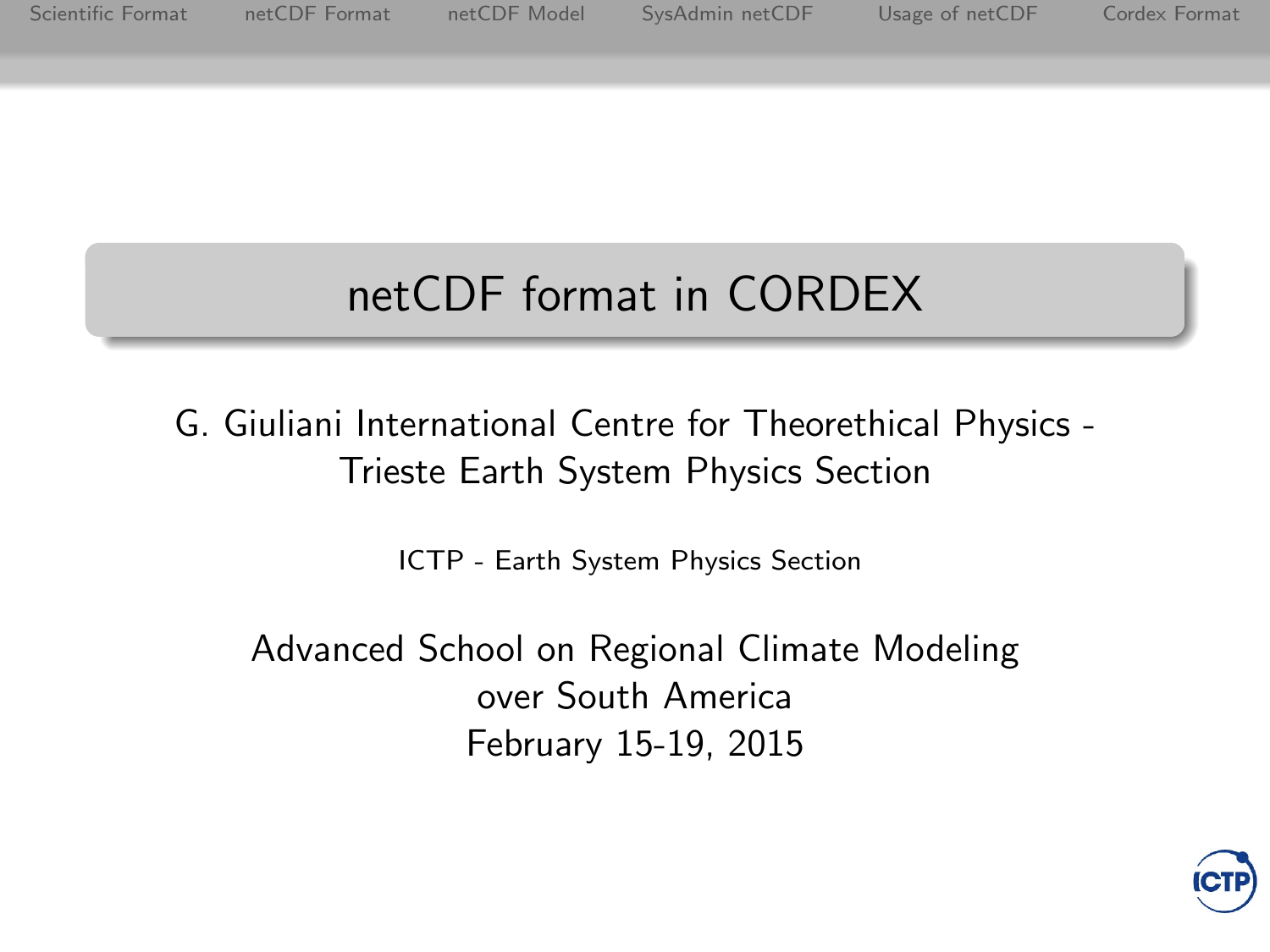# netCDF format in CORDEX

G. Giuliani International Centre for Theorethical Physics - Trieste Earth System Physics Section

ICTP - Earth System Physics Section

Advanced School on Regional Climate Modeling over South America
February 15-19, 2015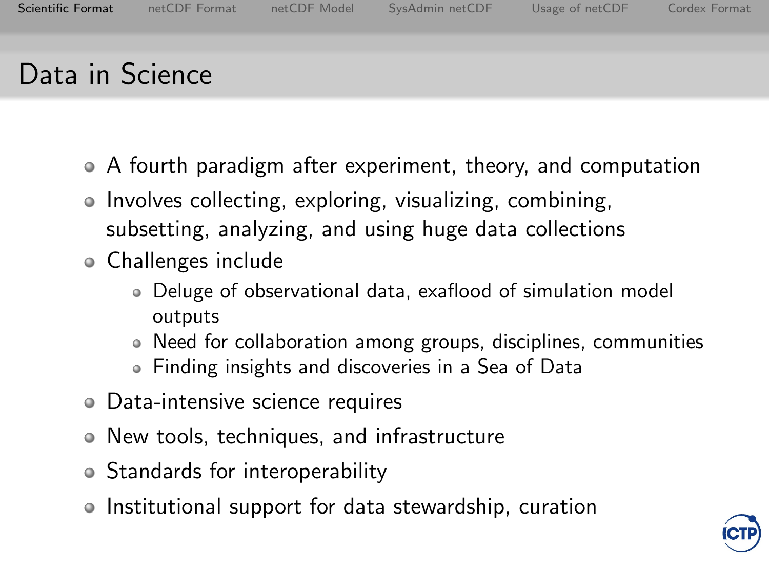# Data in Science

- A fourth paradigm after experiment, theory, and computation
- Involves collecting, exploring, visualizing, combining, subsetting, analyzing, and using huge data collections
- Challenges include
  - Deluge of observational data, exaflood of simulation model outputs
  - Need for collaboration among groups, disciplines, communities
  - Finding insights and discoveries in a Sea of Data
- Data-intensive science requires
- New tools, techniques, and infrastructure
- Standards for interoperability
- Institutional support for data stewardship, curation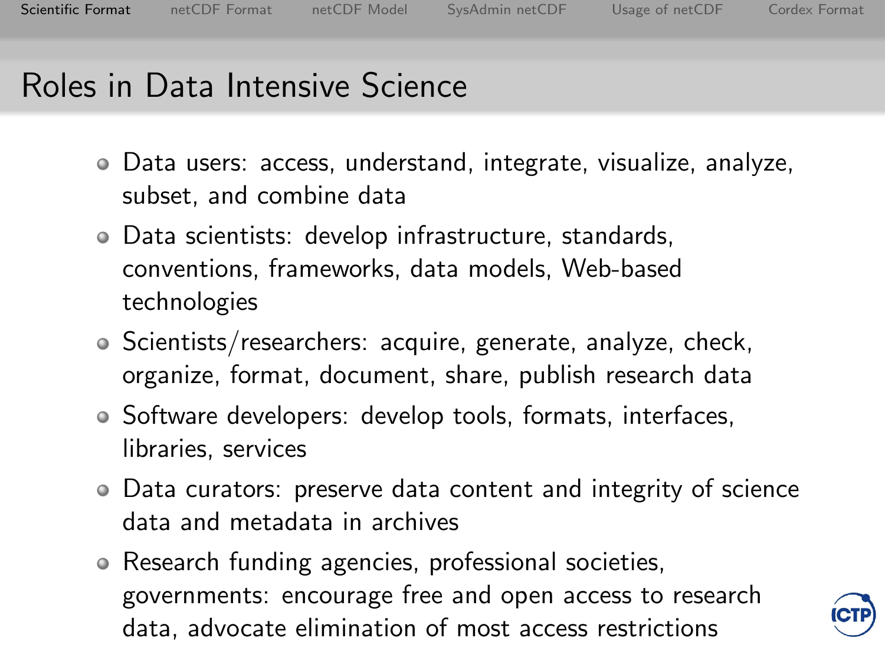# Roles in Data Intensive Science

- Data users: access, understand, integrate, visualize, analyze, subset, and combine data
- Data scientists: develop infrastructure, standards, conventions, frameworks, data models, Web-based technologies
- Scientists/researchers: acquire, generate, analyze, check, organize, format, document, share, publish research data
- Software developers: develop tools, formats, interfaces, libraries, services
- Data curators: preserve data content and integrity of science data and metadata in archives
- Research funding agencies, professional societies, governments: encourage free and open access to research data, advocate elimination of most access restrictions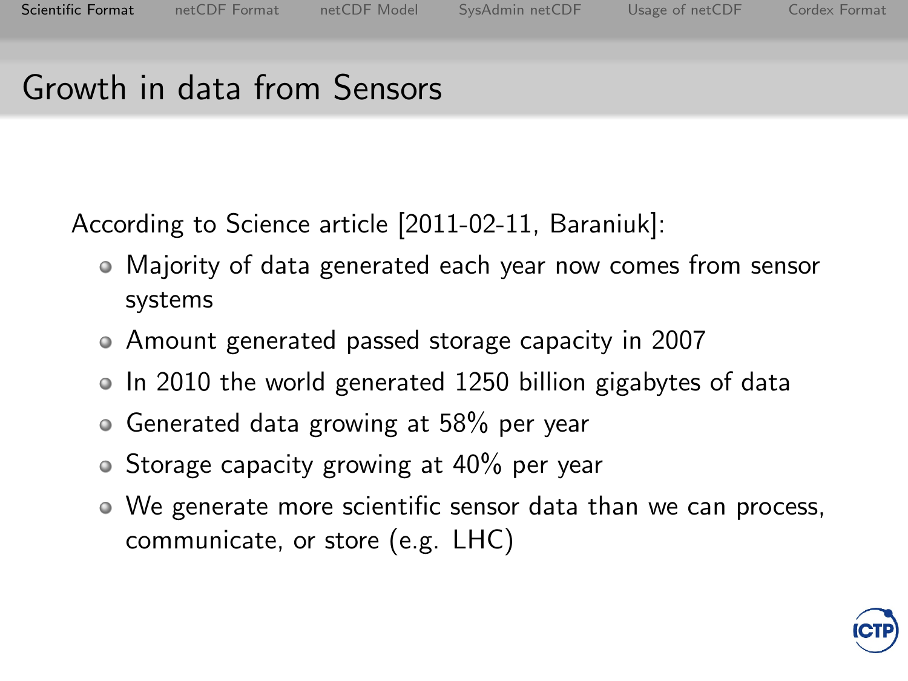## Growth in data from Sensors

According to Science article [2011-02-11, Baraniuk]:

- Majority of data generated each year now comes from sensor systems
- Amount generated passed storage capacity in 2007
- In 2010 the world generated 1250 billion gigabytes of data
- Generated data growing at 58% per year
- Storage capacity growing at 40% per year
- We generate more scientific sensor data than we can process, communicate, or store (e.g. LHC)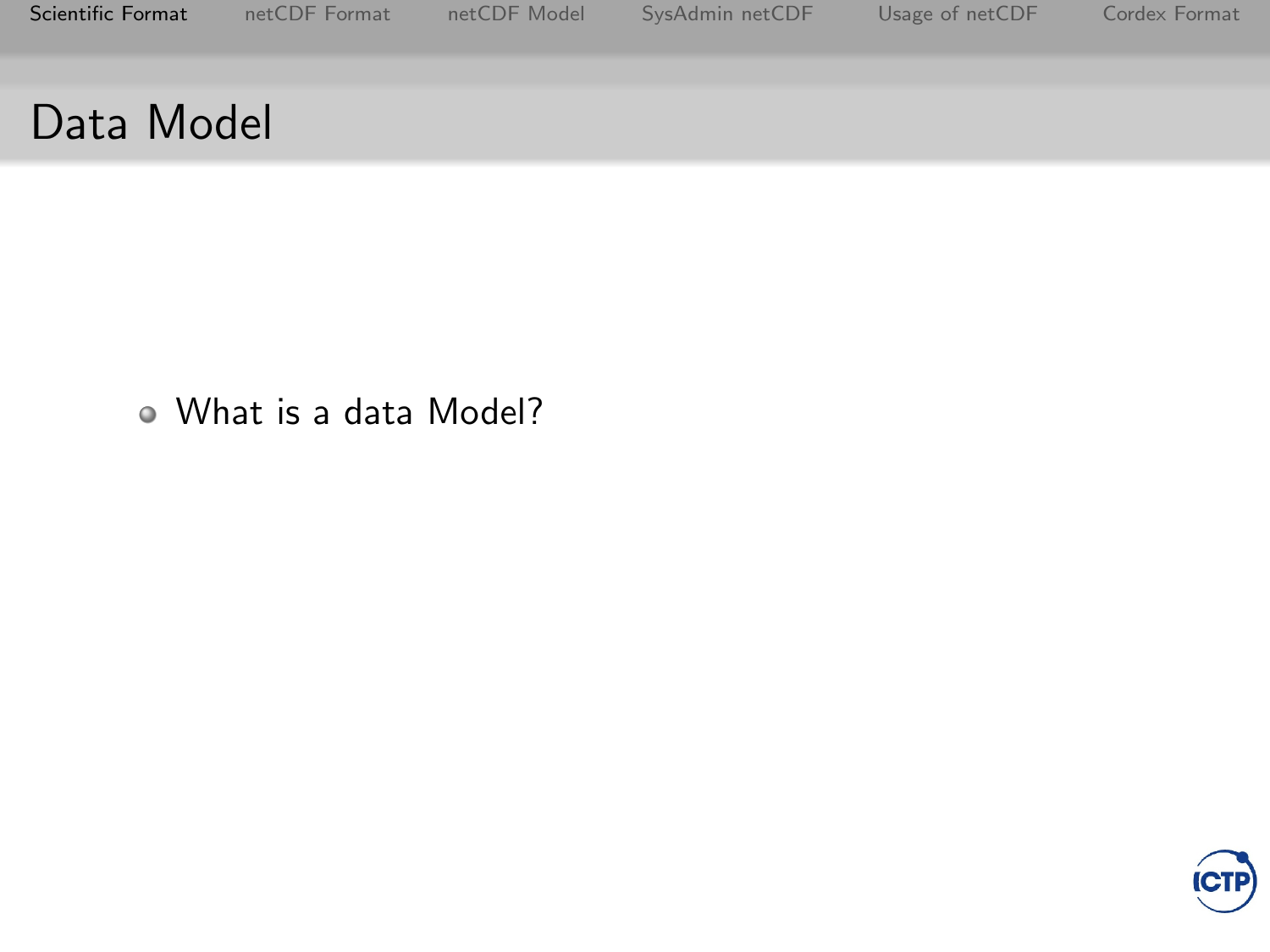# Data Model

- What is a data Model?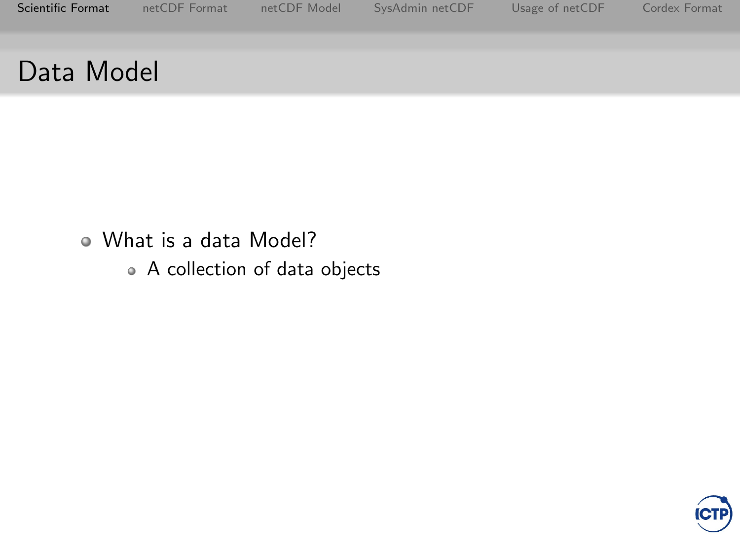# Data Model

- What is a data Model?
  - A collection of data objects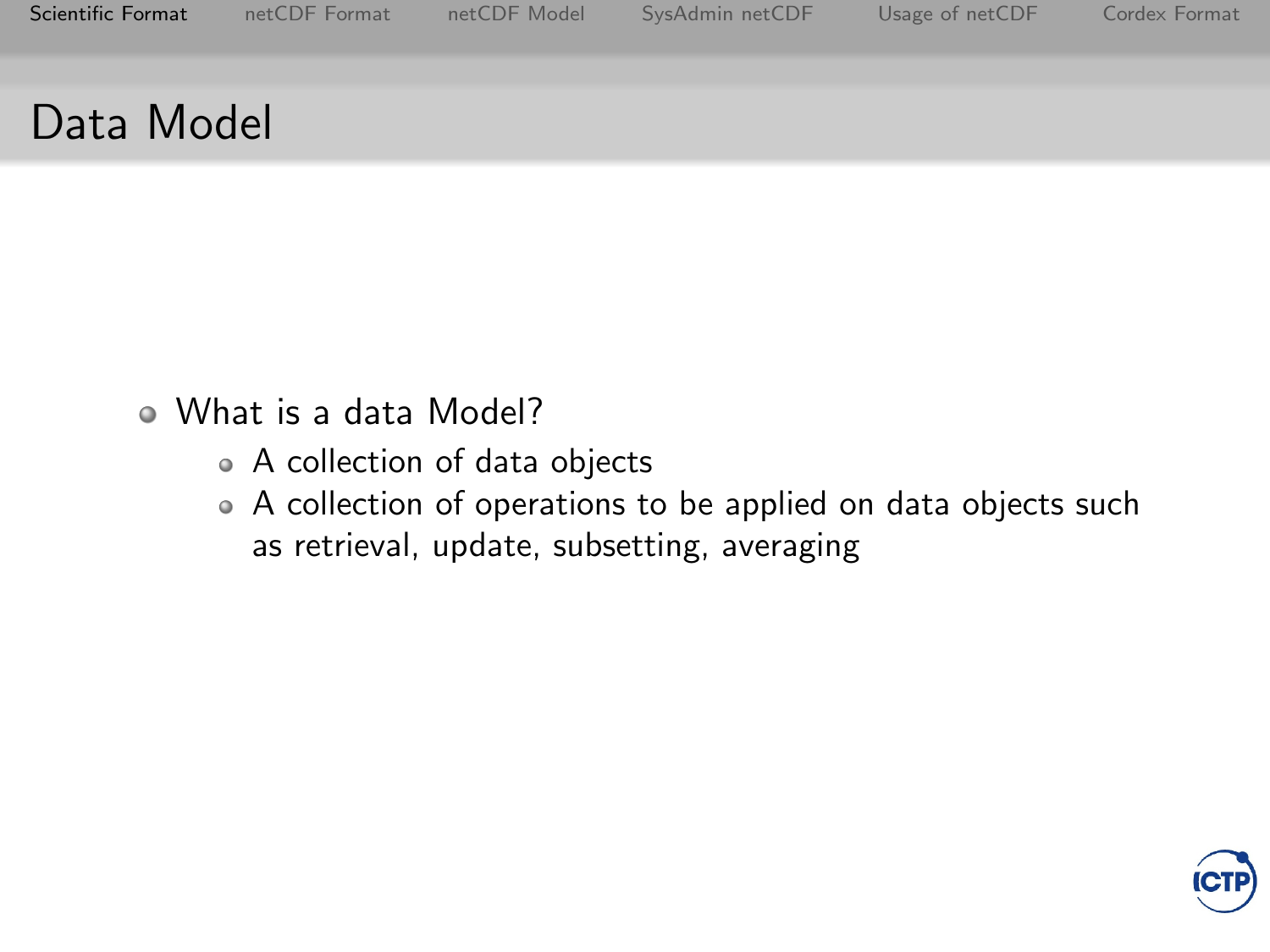# Data Model

- What is a data Model?
  - A collection of data objects
  - A collection of operations to be applied on data objects such as retrieval, update, subsetting, averaging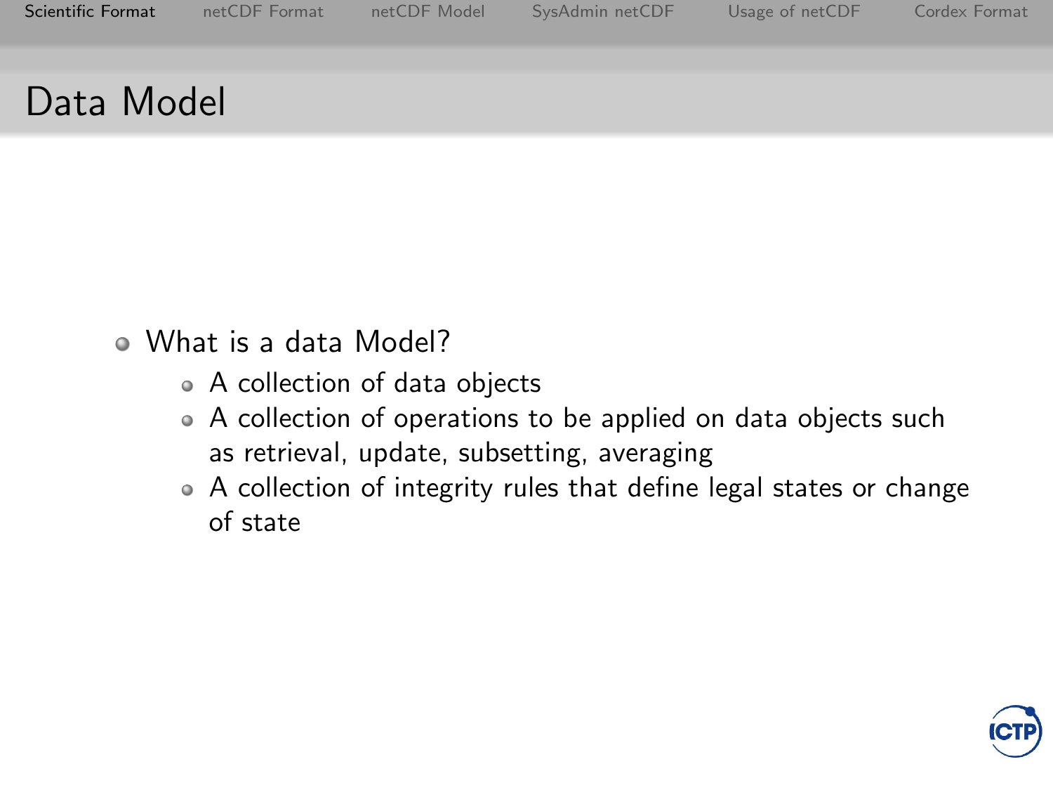# Data Model

- What is a data Model?
  - A collection of data objects
  - A collection of operations to be applied on data objects such as retrieval, update, subsetting, averaging
  - A collection of integrity rules that define legal states or change of state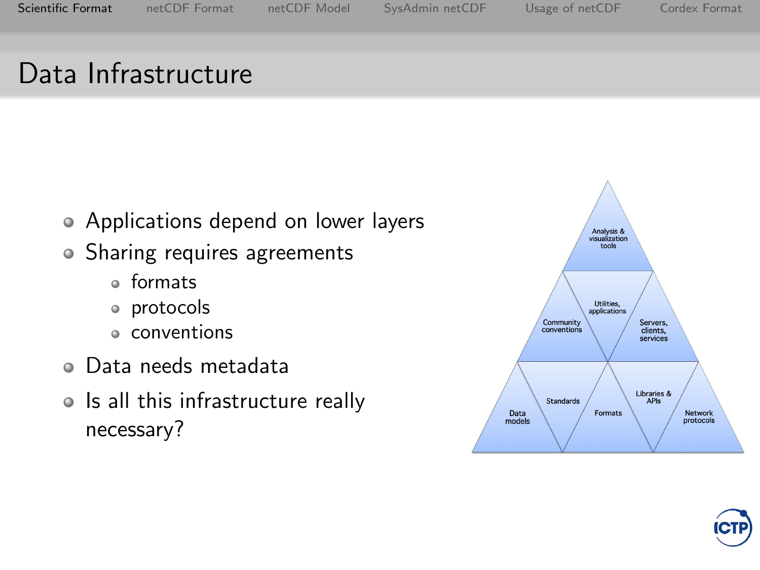# Data Infrastructure

- Applications depend on lower layers
- Sharing requires agreements
  - formats
  - protocols
  - conventions
- Data needs metadata
- Is all this infrastructure really necessary?

Analysis & visualization tools

Community conventions | Utilities, applications | Servers, clients, services

Data models | Standards | Formats | Libraries & APIs | Network protocols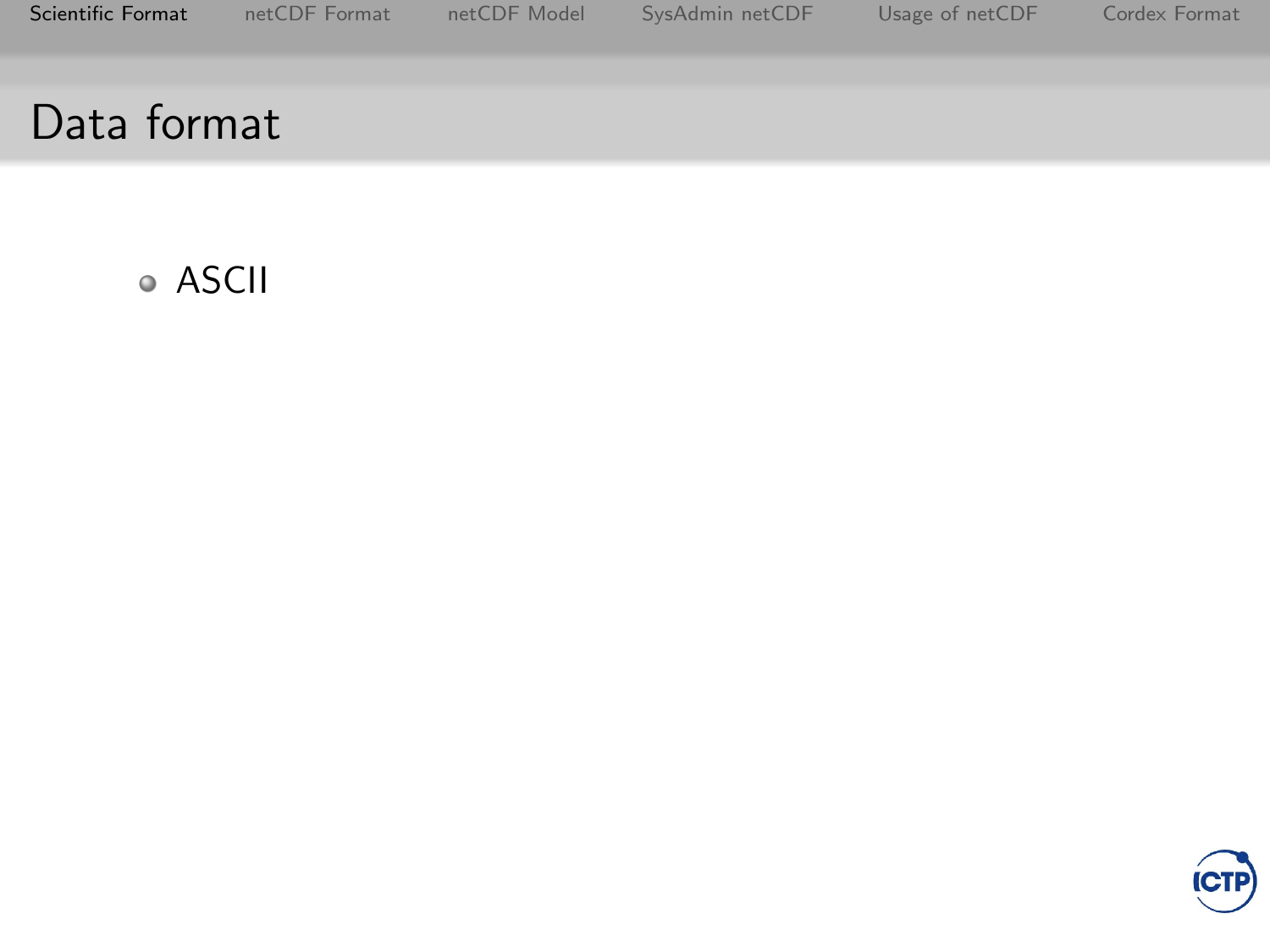# Data format

- ASCII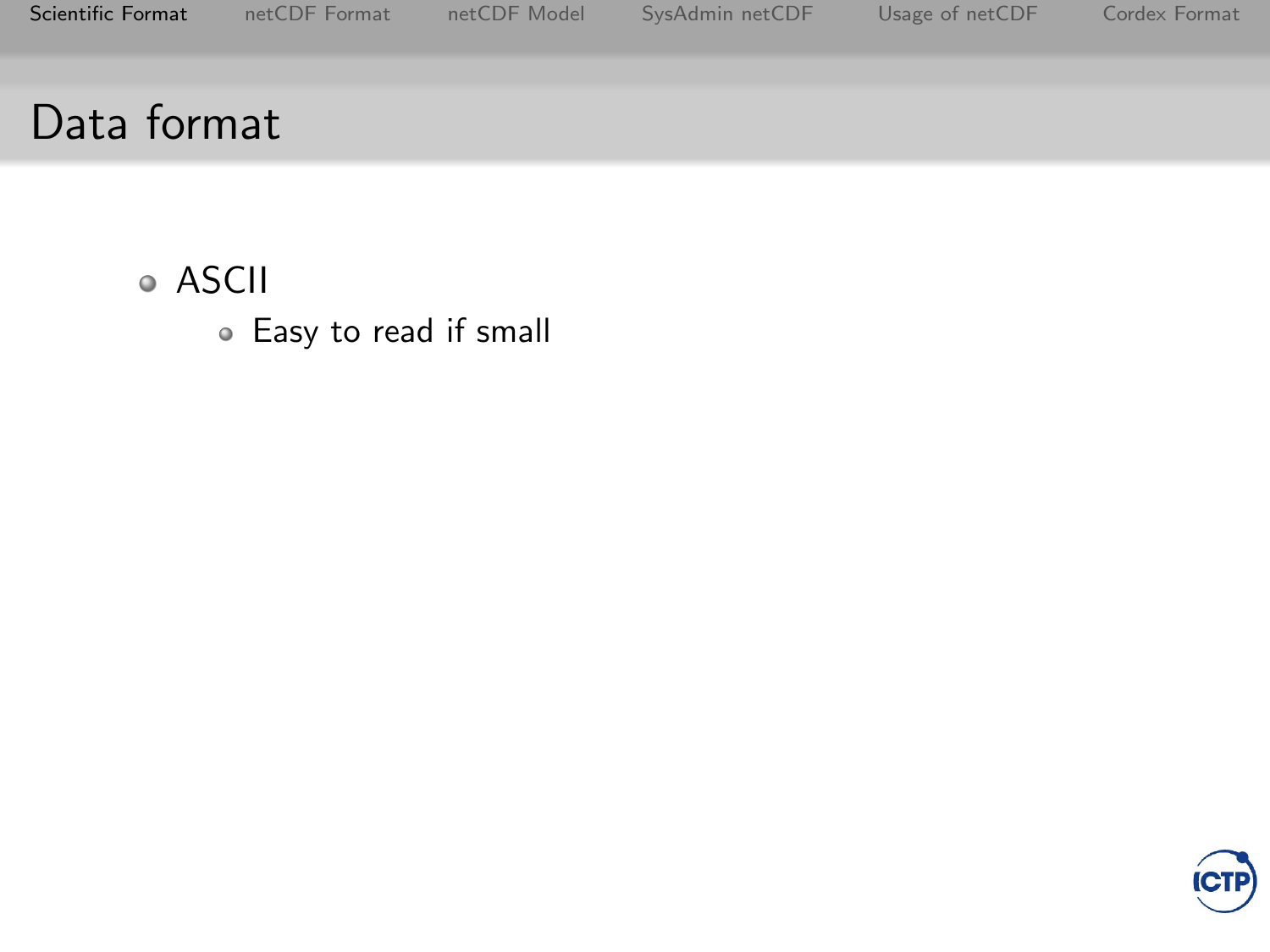# Data format

- ASCII
  - Easy to read if small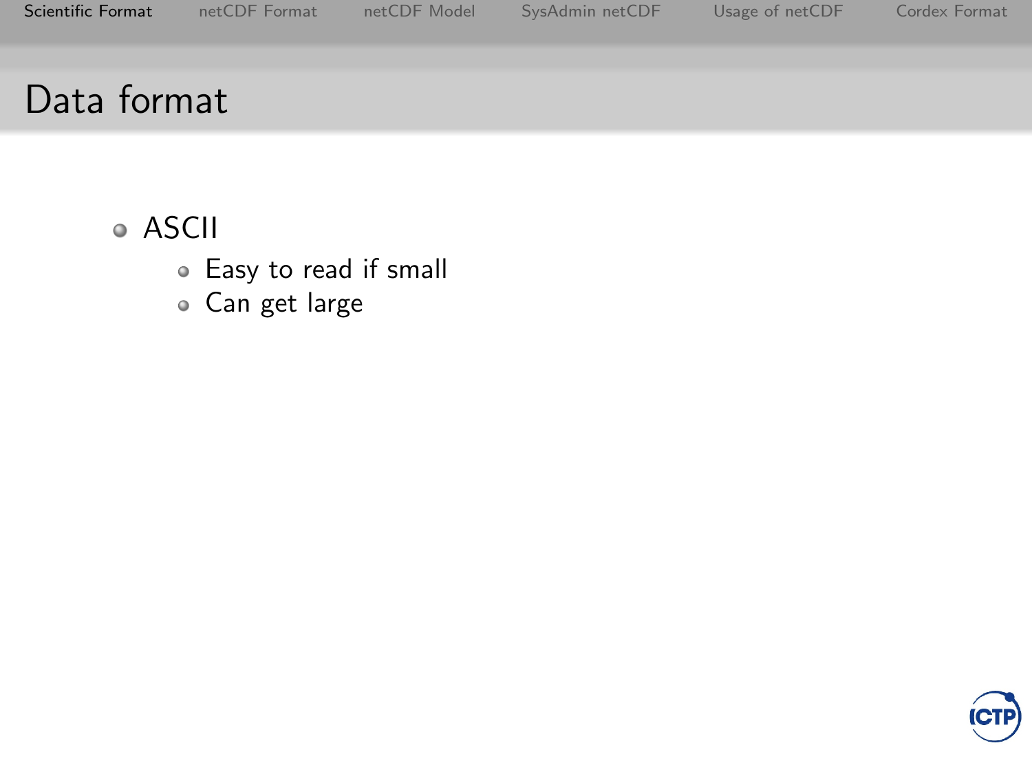# Data format

- ASCII
  - Easy to read if small
  - Can get large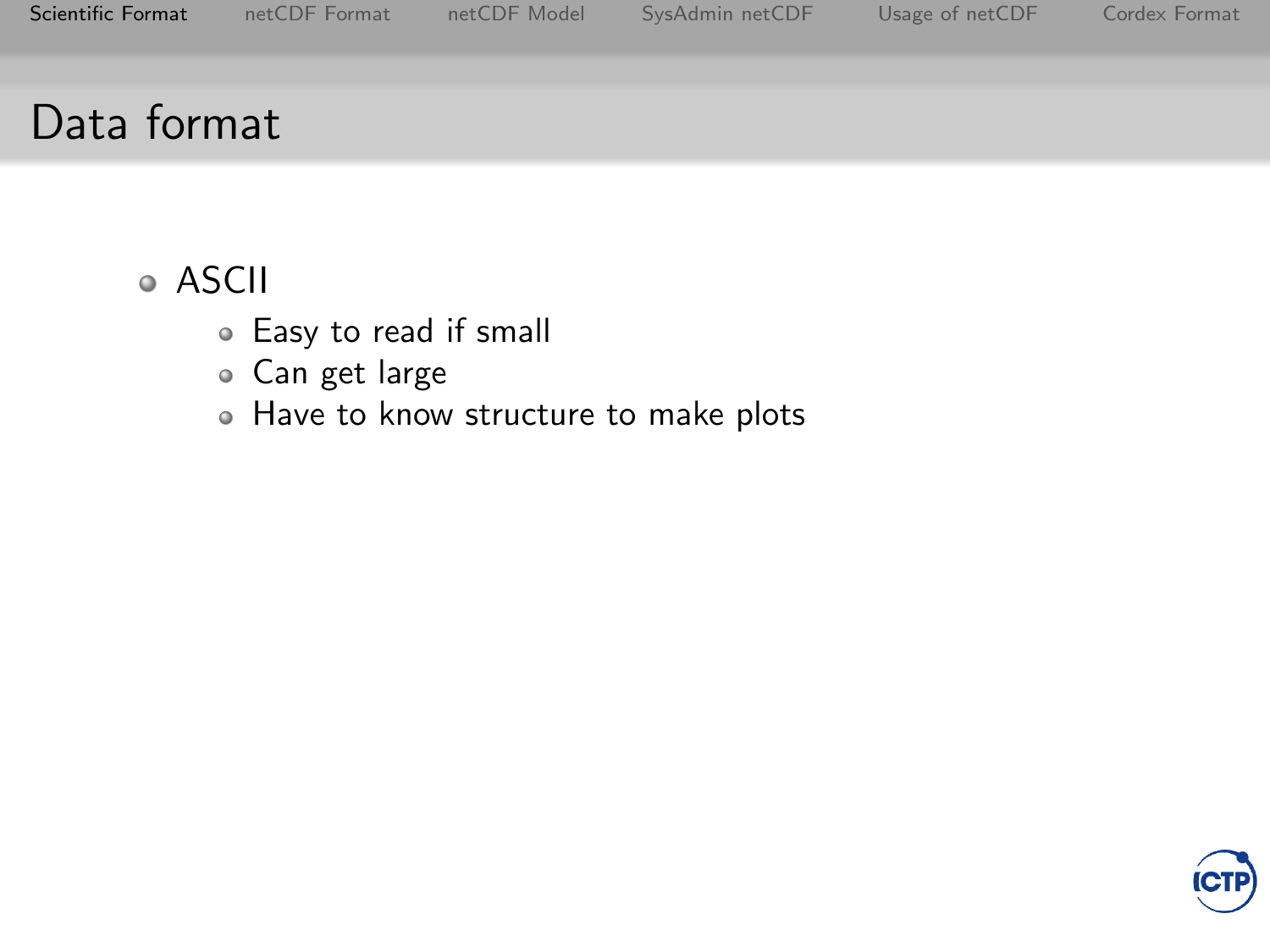# Data format

- ASCII
  - Easy to read if small
  - Can get large
  - Have to know structure to make plots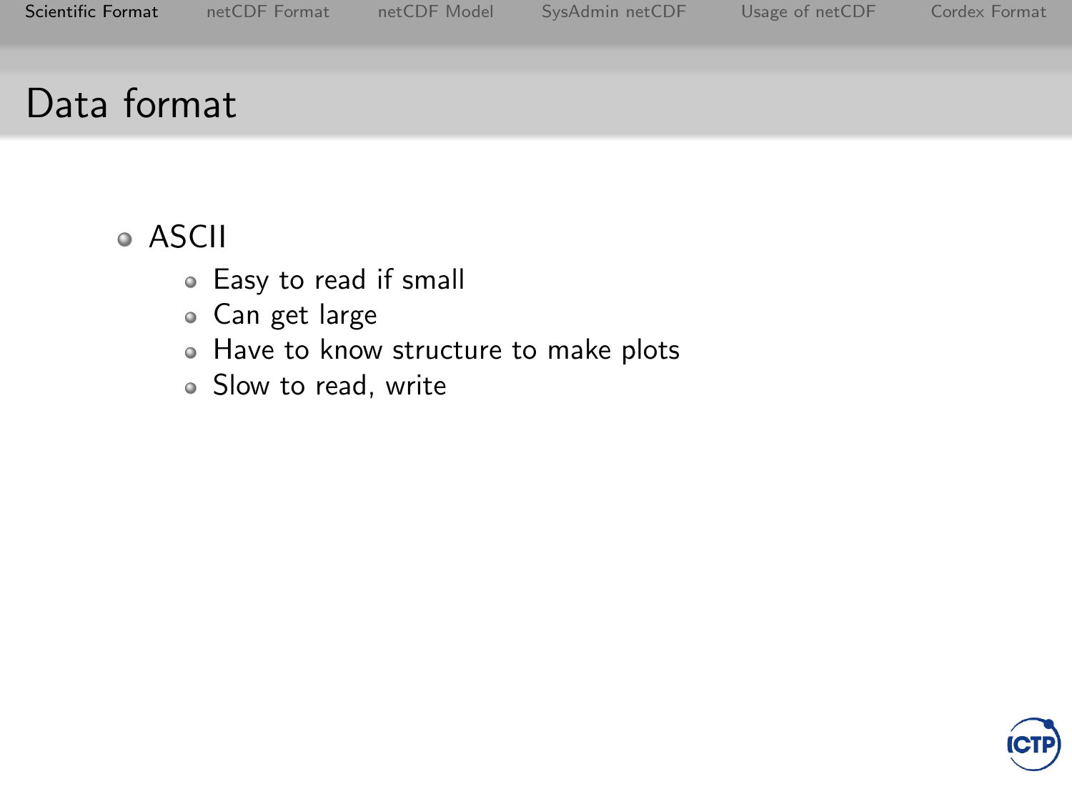# Data format

- ASCII
  - Easy to read if small
  - Can get large
  - Have to know structure to make plots
  - Slow to read, write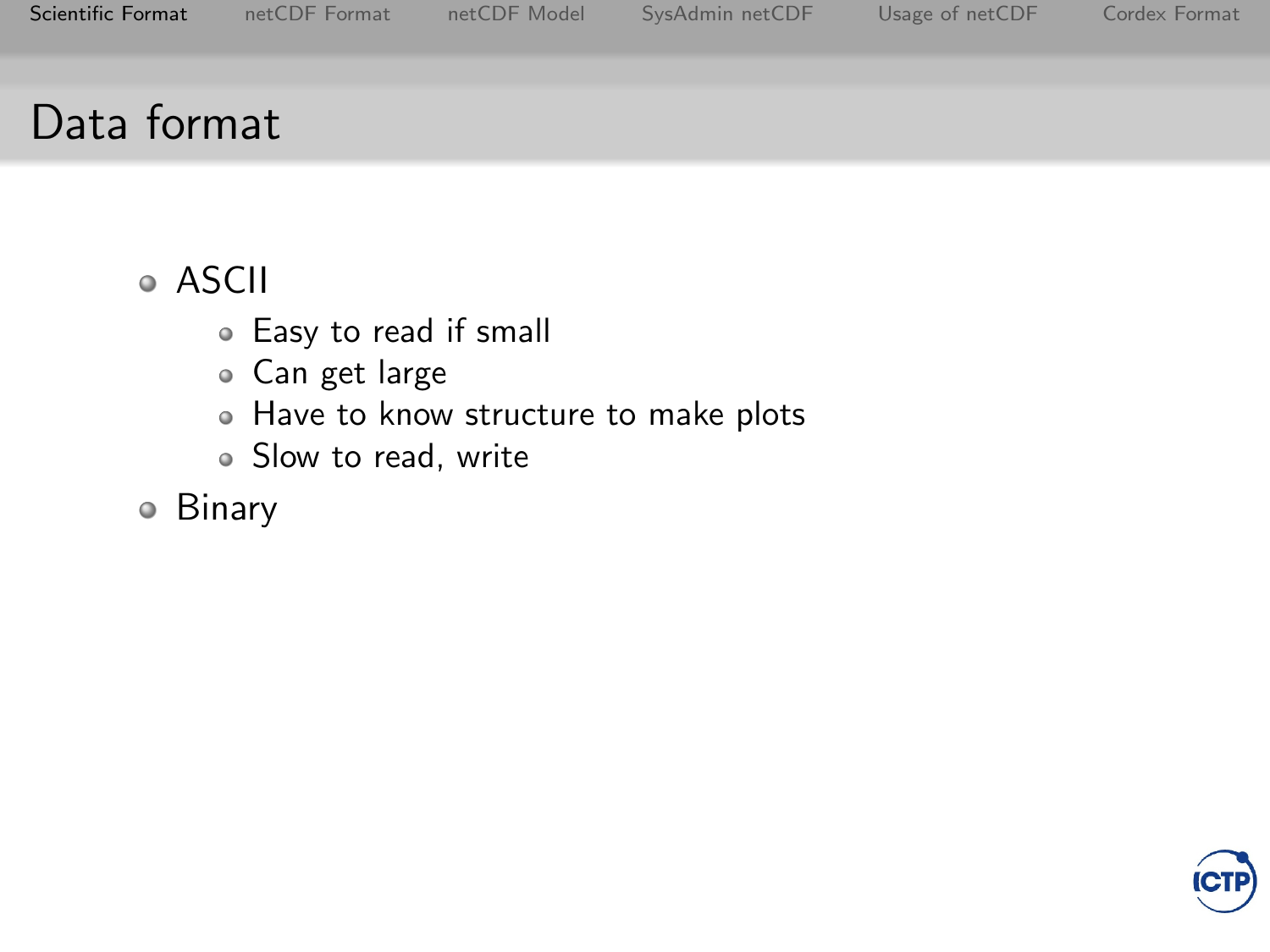# Data format

- ASCII
  - Easy to read if small
  - Can get large
  - Have to know structure to make plots
  - Slow to read, write
- Binary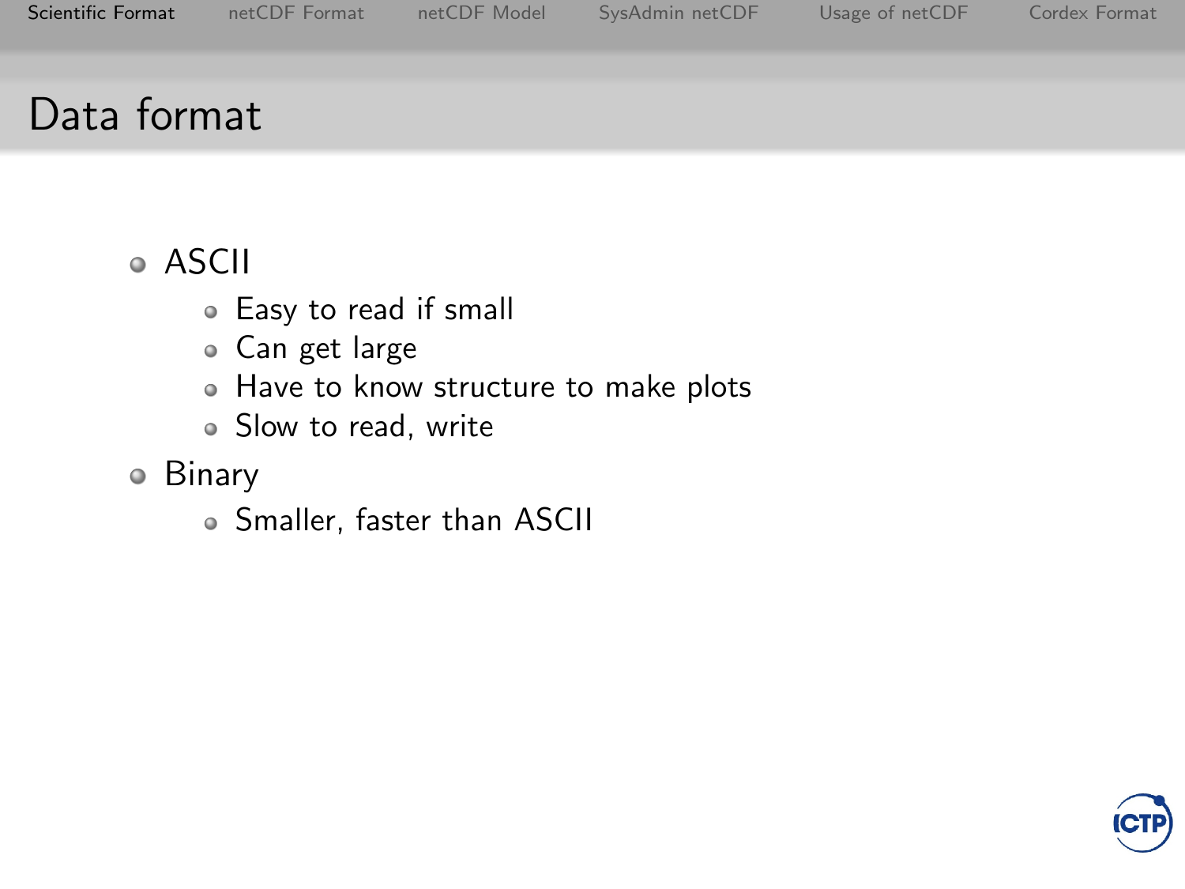# Data format

- ASCII
  - Easy to read if small
  - Can get large
  - Have to know structure to make plots
  - Slow to read, write
- Binary
  - Smaller, faster than ASCII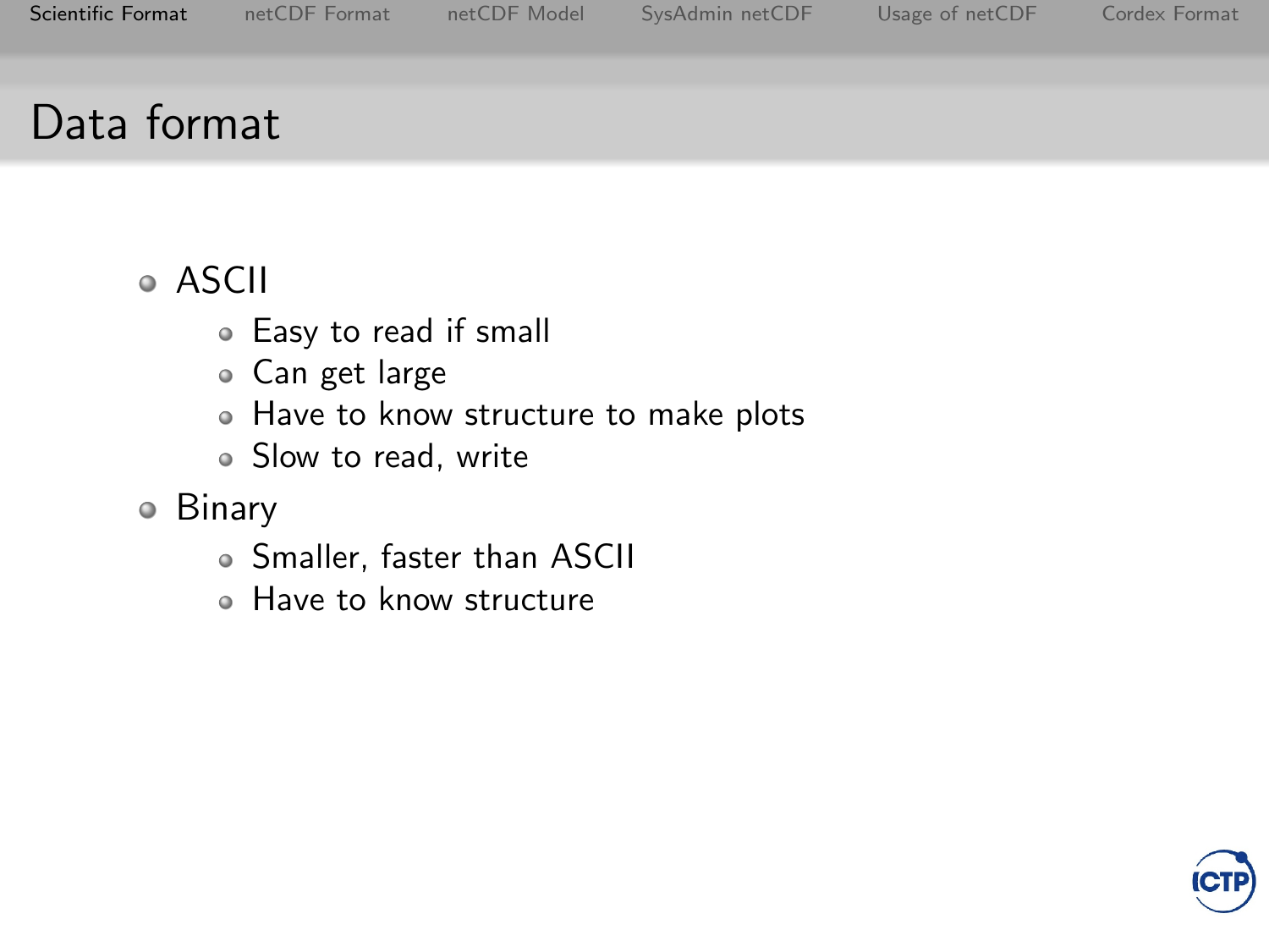# Data format

- ASCII
  - Easy to read if small
  - Can get large
  - Have to know structure to make plots
  - Slow to read, write
- Binary
  - Smaller, faster than ASCII
  - Have to know structure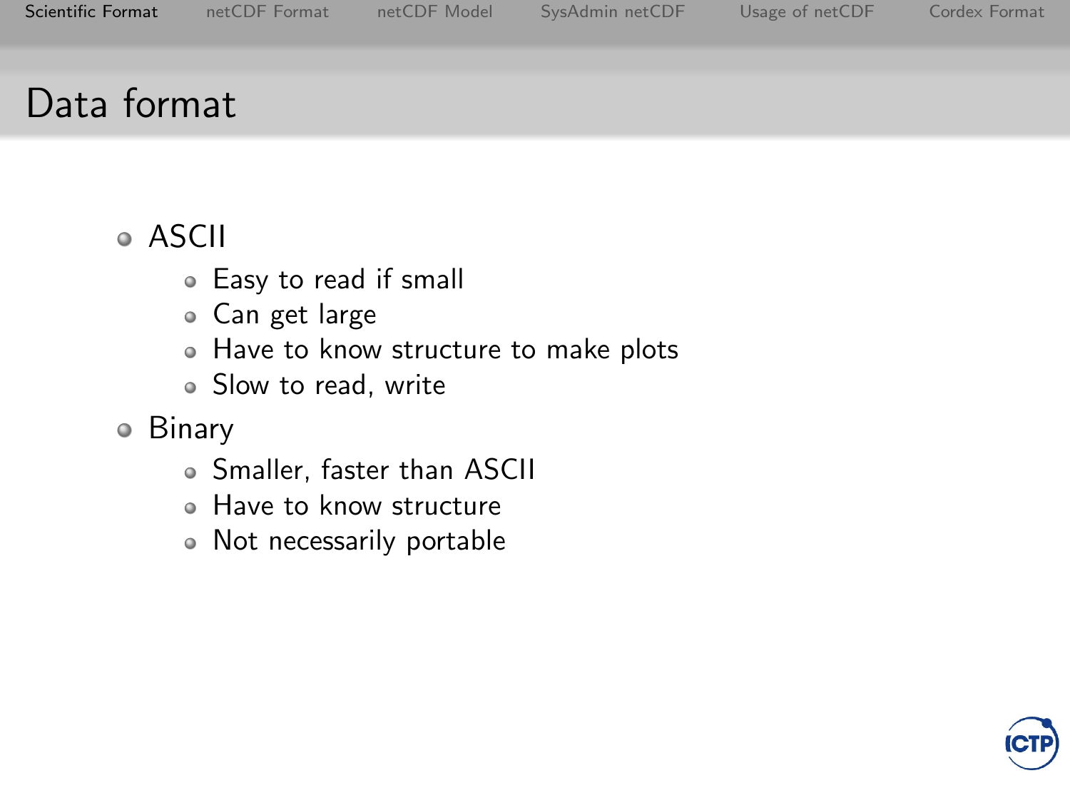# Data format

- ASCII
  - Easy to read if small
  - Can get large
  - Have to know structure to make plots
  - Slow to read, write
- Binary
  - Smaller, faster than ASCII
  - Have to know structure
  - Not necessarily portable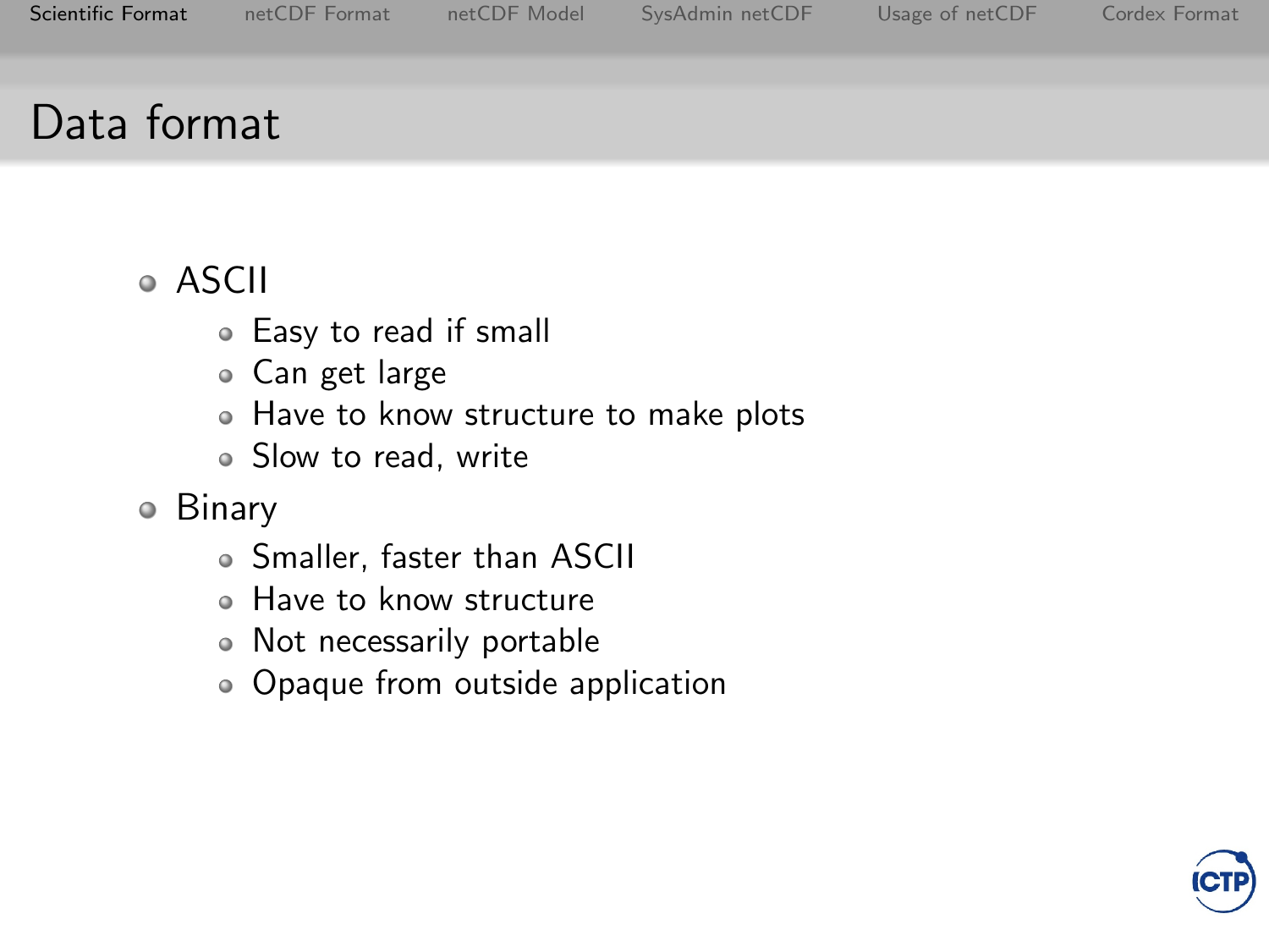# Data format

- ASCII
  - Easy to read if small
  - Can get large
  - Have to know structure to make plots
  - Slow to read, write
- Binary
  - Smaller, faster than ASCII
  - Have to know structure
  - Not necessarily portable
  - Opaque from outside application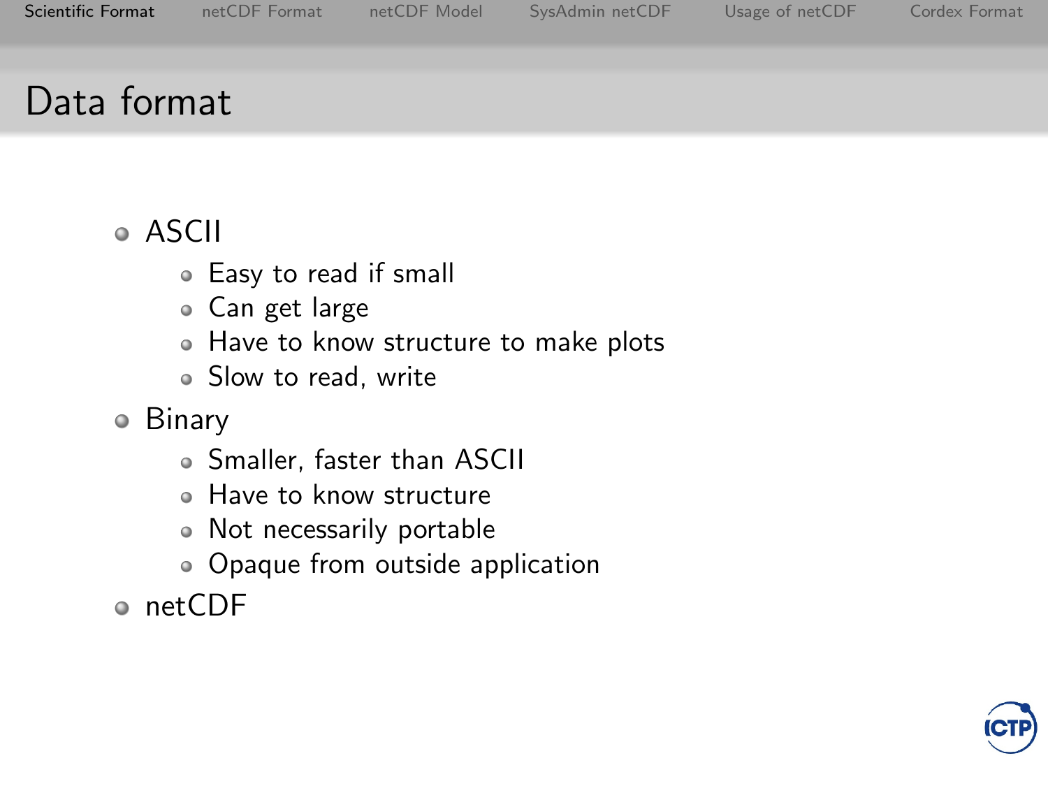# Data format

- ASCII
  - Easy to read if small
  - Can get large
  - Have to know structure to make plots
  - Slow to read, write
- Binary
  - Smaller, faster than ASCII
  - Have to know structure
  - Not necessarily portable
  - Opaque from outside application
- netCDF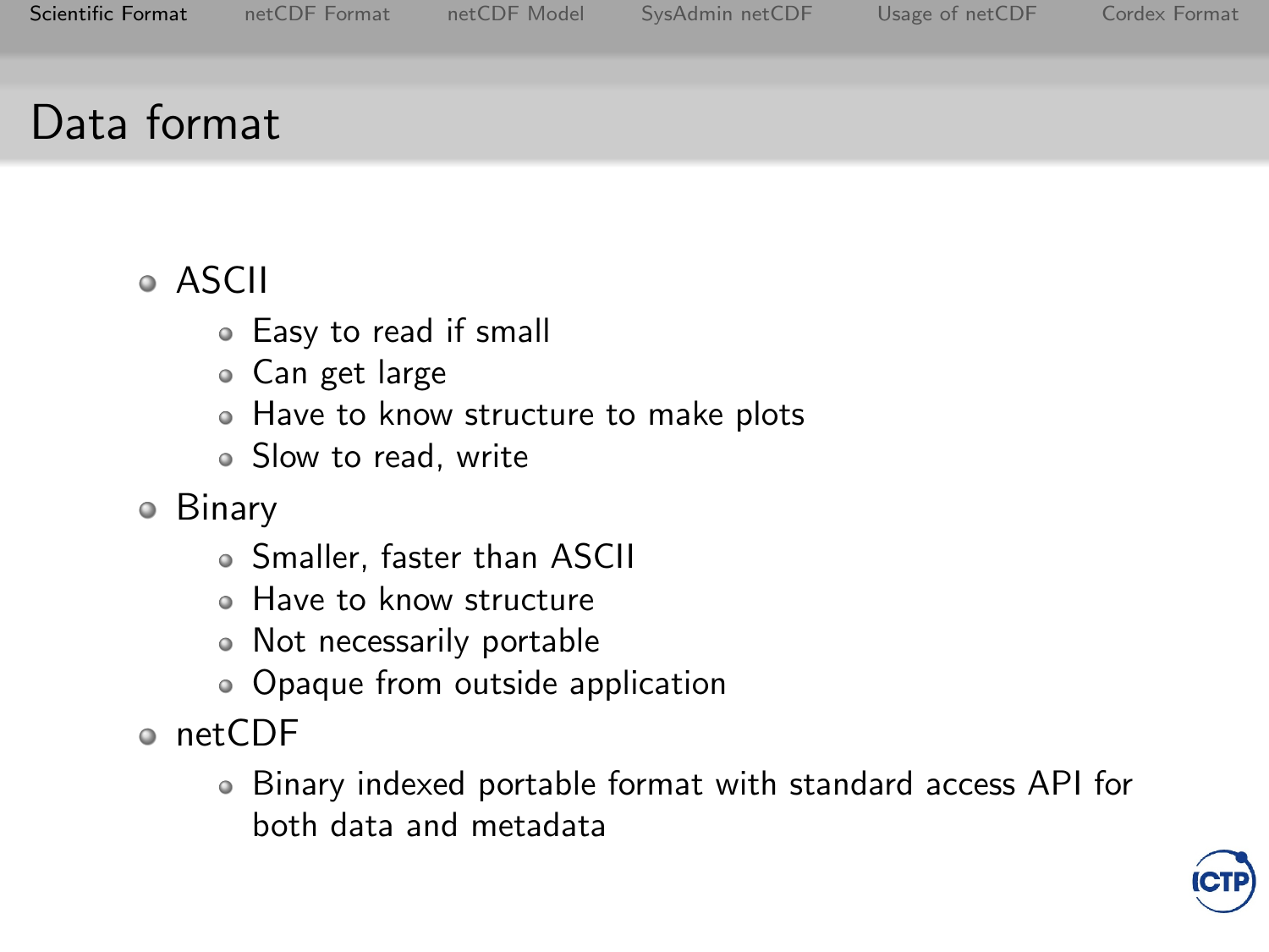# Data format

- ASCII
  - Easy to read if small
  - Can get large
  - Have to know structure to make plots
  - Slow to read, write
- Binary
  - Smaller, faster than ASCII
  - Have to know structure
  - Not necessarily portable
  - Opaque from outside application
- netCDF
  - Binary indexed portable format with standard access API for both data and metadata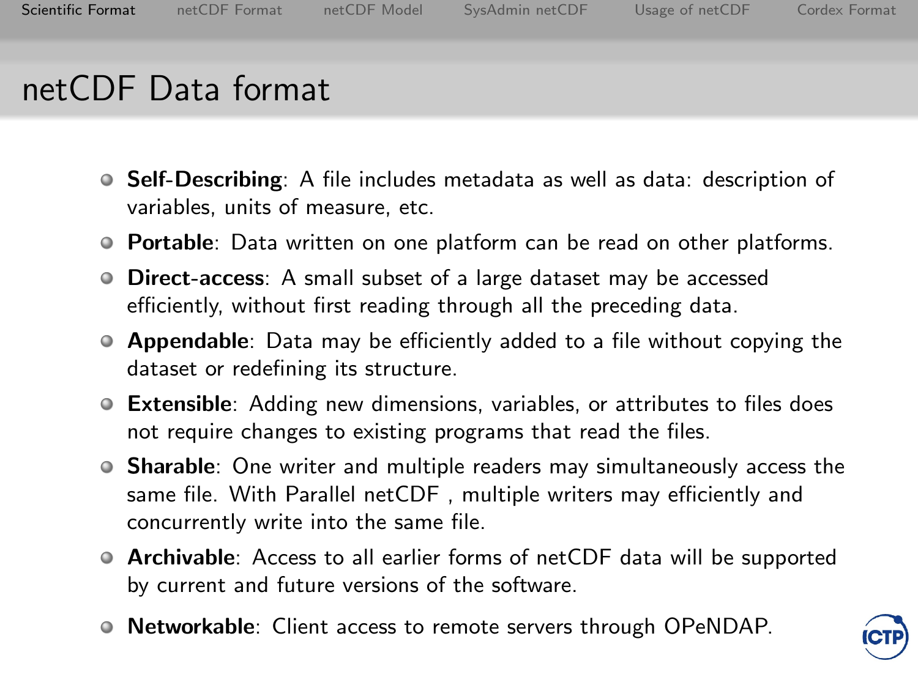# netCDF Data format

- **Self-Describing**: A file includes metadata as well as data: description of variables, units of measure, etc.
- **Portable**: Data written on one platform can be read on other platforms.
- **Direct-access**: A small subset of a large dataset may be accessed efficiently, without first reading through all the preceding data.
- **Appendable**: Data may be efficiently added to a file without copying the dataset or redefining its structure.
- **Extensible**: Adding new dimensions, variables, or attributes to files does not require changes to existing programs that read the files.
- **Sharable**: One writer and multiple readers may simultaneously access the same file. With Parallel netCDF , multiple writers may efficiently and concurrently write into the same file.
- **Archivable**: Access to all earlier forms of netCDF data will be supported by current and future versions of the software.
- **Networkable**: Client access to remote servers through OPeNDAP.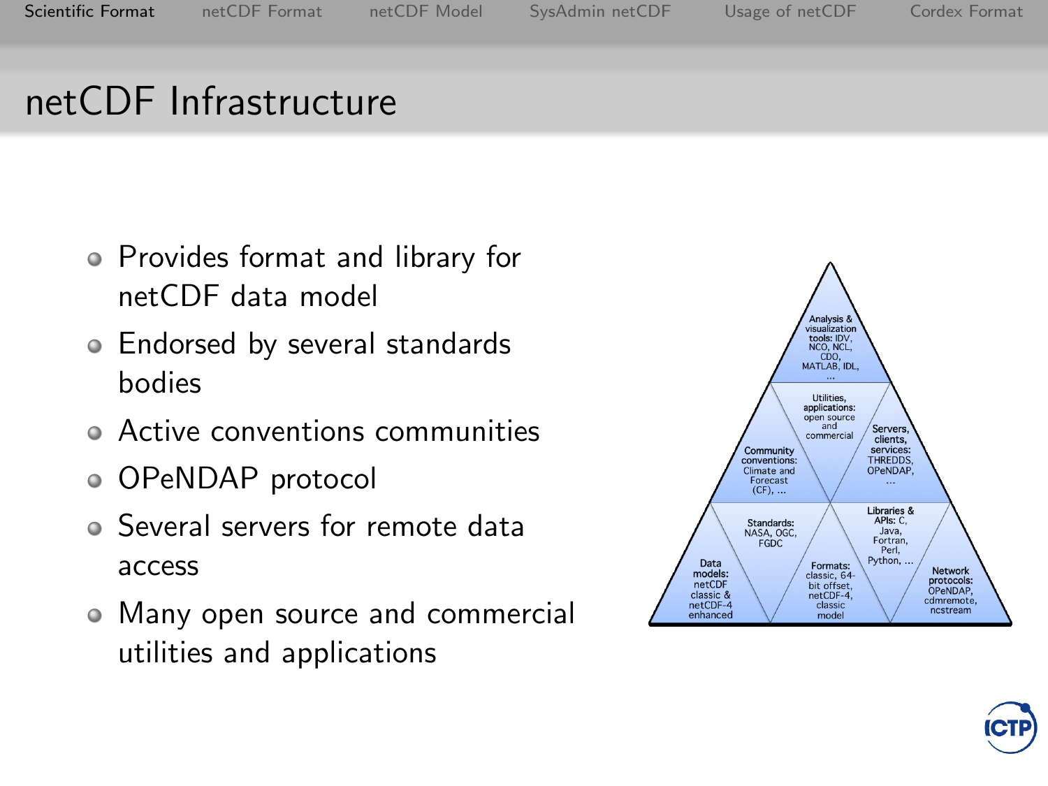# netCDF Infrastructure

- Provides format and library for netCDF data model
- Endorsed by several standards bodies
- Active conventions communities
- OPeNDAP protocol
- Several servers for remote data access
- Many open source and commercial utilities and applications

**Analysis & visualization tools:** IDV, NCO, NCL, CDO, MATLAB, IDL, ...

**Utilities, applications:** open source and commercial

**Community conventions:** Climate and Forecast (CF), ...

**Servers, clients, services:** THREDDS, OPeNDAP, ...

**Standards:** NASA, OGC, FGDC

**Libraries & APIs:** C, Java, Fortran, Perl, Python, ...

**Data models:** netCDF classic & netCDF-4 enhanced

**Formats:** classic, 64-bit offset, netCDF-4, classic model

**Network protocols:** OPeNDAP, cdmremote, ncstream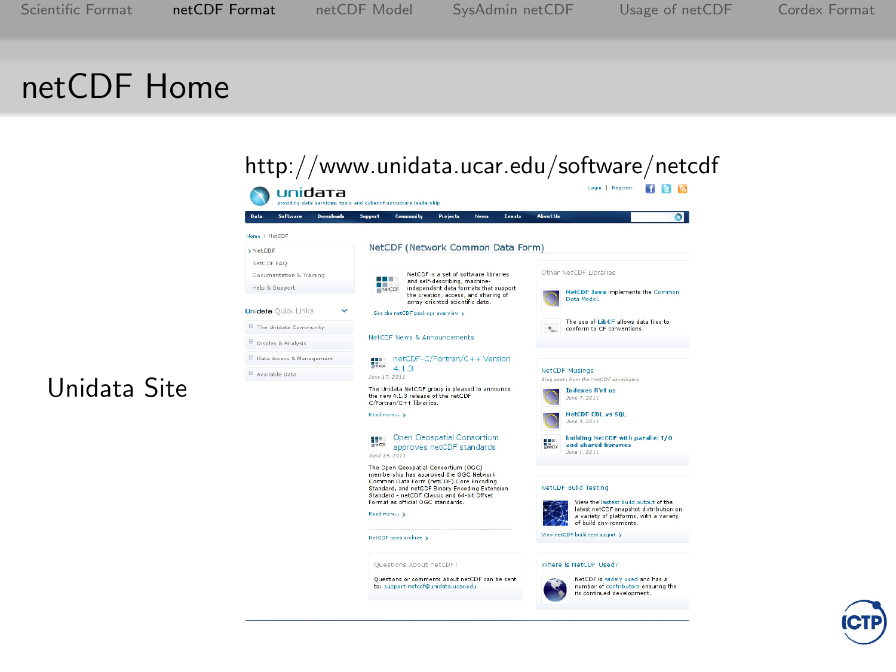# netCDF Home

Unidata Site

http://www.unidata.ucar.edu/software/netcdf

unidata
providing data services, tools and cyberinfrastructure leadership

Login | Register

Data | Software | Downloads | Support | Community | Projects | News | Events | About Us

Home / NetCDF

- NetCDF
- NetCDF FAQ
- Documentation & Training
- Help & Support

Unidata Quick Links

- The Unidata Community
- Display & Analysis
- Data Access & Management
- Available Data

## NetCDF (Network Common Data Form)

NetCDF is a set of software libraries and self-describing, machine-independent data formats that support the creation, access, and sharing of array-oriented scientific data.

See the netCDF package overview

### NetCDF News & Announcements

**netCDF-C/Fortran/C++ Version 4.1.3**
June 17, 2011

The Unidata NetCDF group is pleased to announce the new 4.1.3 release of the netCDF C/Fortran/C++ libraries.

Read more...

**Open Geospatial Consortium approves netCDF standards**
April 19, 2011

The Open Geospatial Consortium (OGC) membership has approved the OGC Network Common Data Form (netCDF) Core Encoding Standard, and netCDF Binary Encoding Extension Standard - netCDF Classic and 64-bit Offset Format as official OGC standards.

Read more...

NetCDF news archive

### Questions About netCDF?

Questions or comments about netCDF can be sent to: support-netcdf@unidata.ucar.edu

### Other NetCDF Libraries

NetCDF Java implements the Common Data Model.

The use of LibCF allows data files to conform to CF conventions.

### NetCDF Musings

*Blog posts from the NetCDF developers*

**Indexes R'nt us**
June 7, 2011

**NetCDF CDL vs SQL**
June 4, 2011

**building NetCDF with parallel I/O and shared libraries**
June 1, 2011

### NetCDF Build Testing

View the lastest build output of the latest netCDF snapshot distribution on a variety of platforms, with a variety of build environments.

View netCDF build test output

### Where is NetCDF Used?

NetCDF is widely used and has a number of contributors ensuring the its continued development.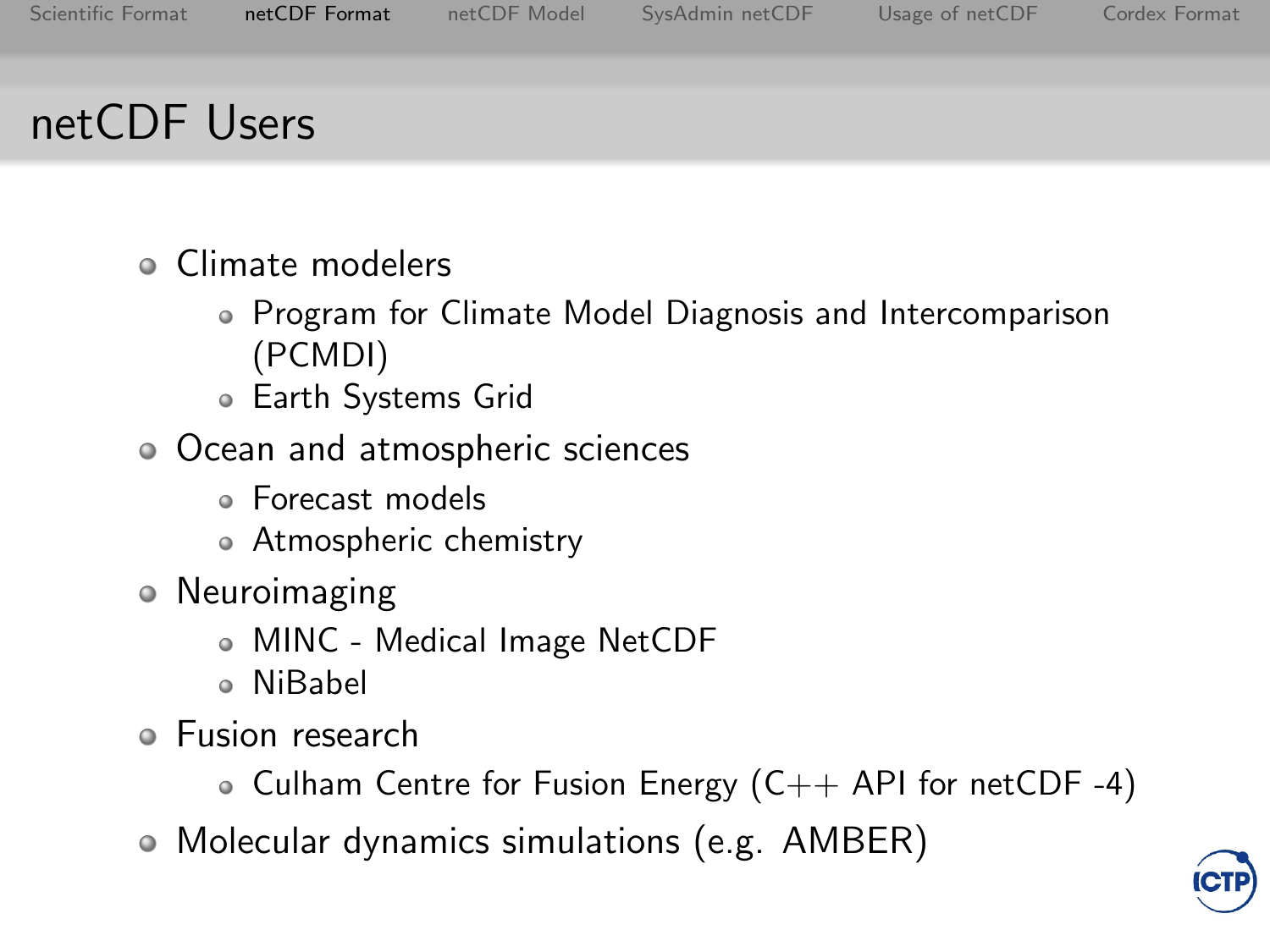# netCDF Users

- Climate modelers
  - Program for Climate Model Diagnosis and Intercomparison (PCMDI)
  - Earth Systems Grid
- Ocean and atmospheric sciences
  - Forecast models
  - Atmospheric chemistry
- Neuroimaging
  - MINC - Medical Image NetCDF
  - NiBabel
- Fusion research
  - Culham Centre for Fusion Energy (C++ API for netCDF -4)
- Molecular dynamics simulations (e.g. AMBER)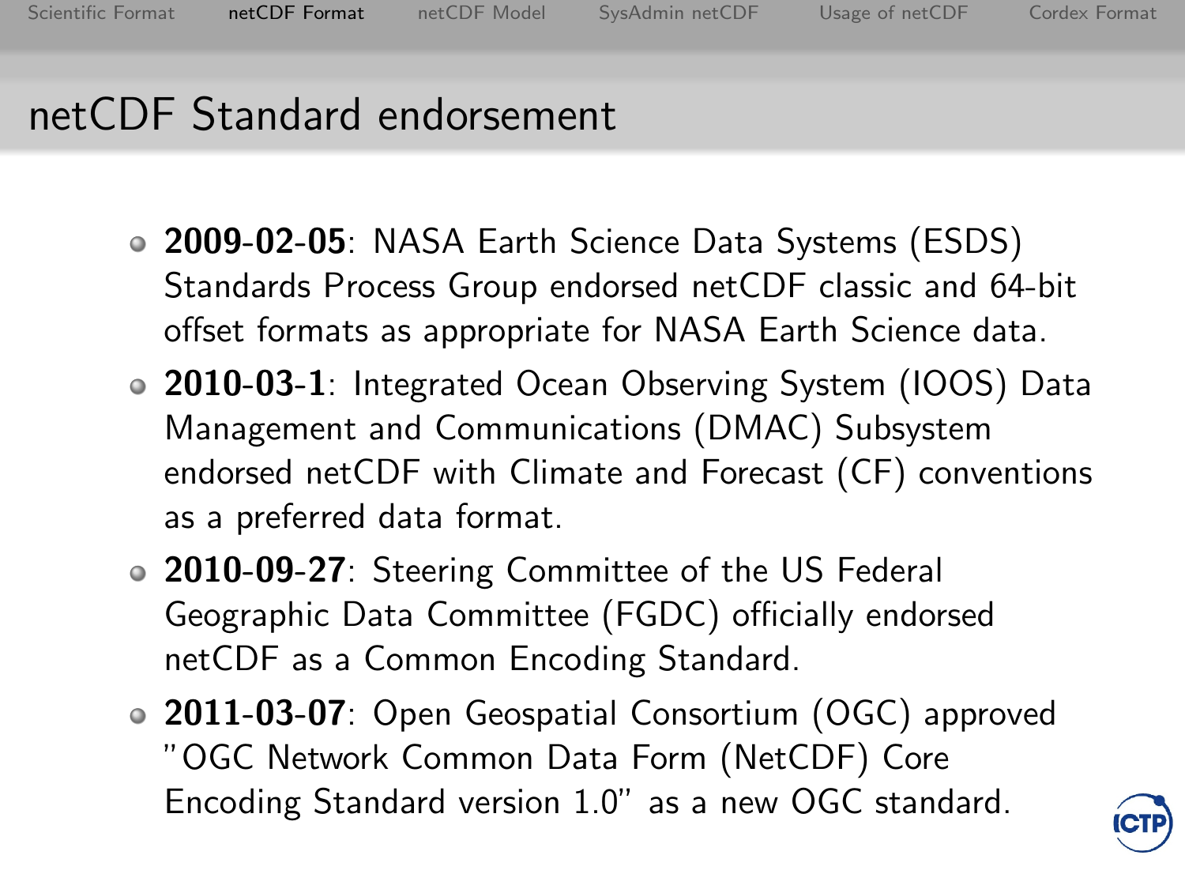# netCDF Standard endorsement

- **2009-02-05**: NASA Earth Science Data Systems (ESDS) Standards Process Group endorsed netCDF classic and 64-bit offset formats as appropriate for NASA Earth Science data.
- **2010-03-1**: Integrated Ocean Observing System (IOOS) Data Management and Communications (DMAC) Subsystem endorsed netCDF with Climate and Forecast (CF) conventions as a preferred data format.
- **2010-09-27**: Steering Committee of the US Federal Geographic Data Committee (FGDC) officially endorsed netCDF as a Common Encoding Standard.
- **2011-03-07**: Open Geospatial Consortium (OGC) approved "OGC Network Common Data Form (NetCDF) Core Encoding Standard version 1.0" as a new OGC standard.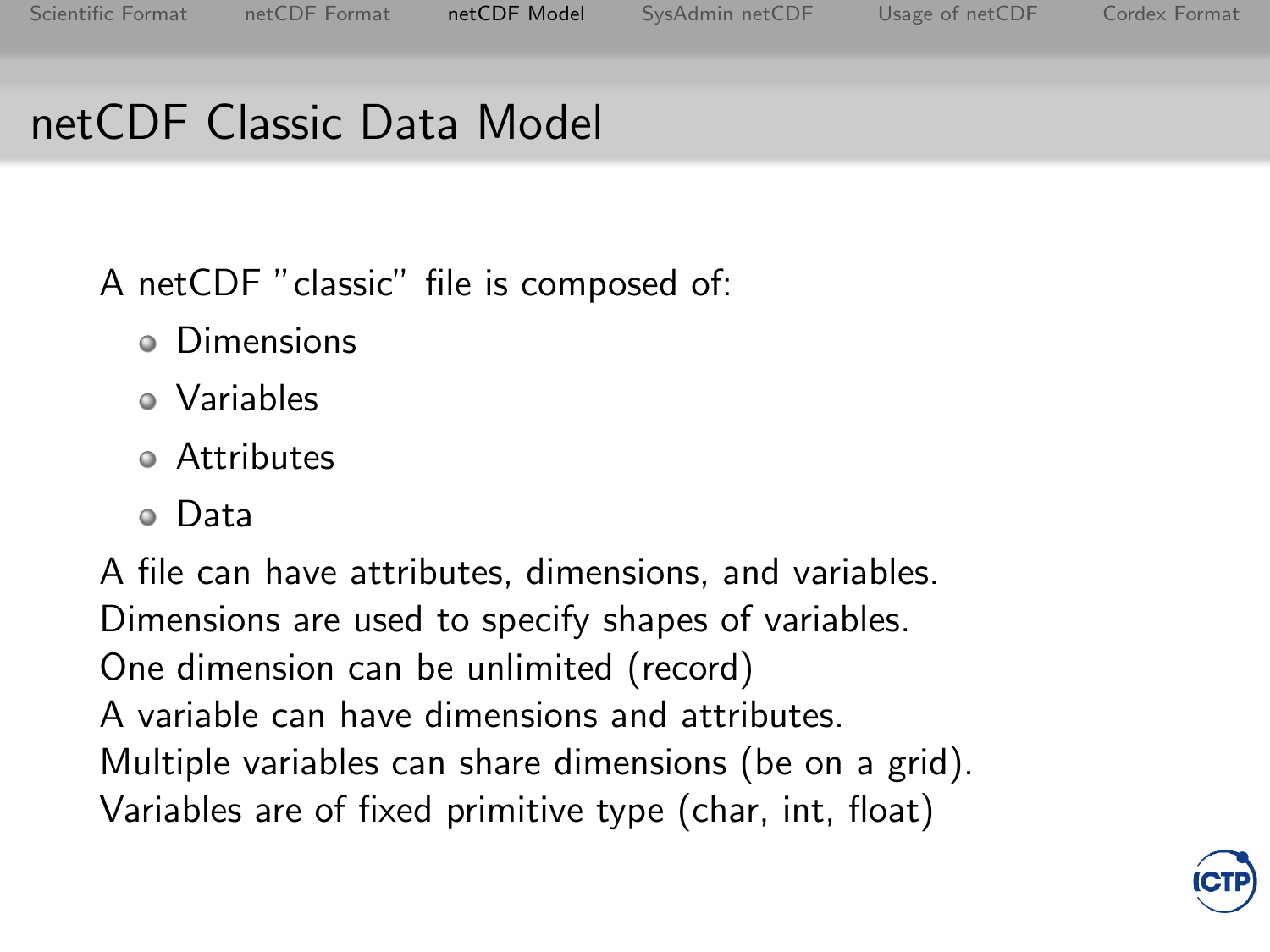# netCDF Classic Data Model

A netCDF "classic" file is composed of:

- Dimensions
- Variables
- Attributes
- Data

A file can have attributes, dimensions, and variables.
Dimensions are used to specify shapes of variables.
One dimension can be unlimited (record)
A variable can have dimensions and attributes.
Multiple variables can share dimensions (be on a grid).
Variables are of fixed primitive type (char, int, float)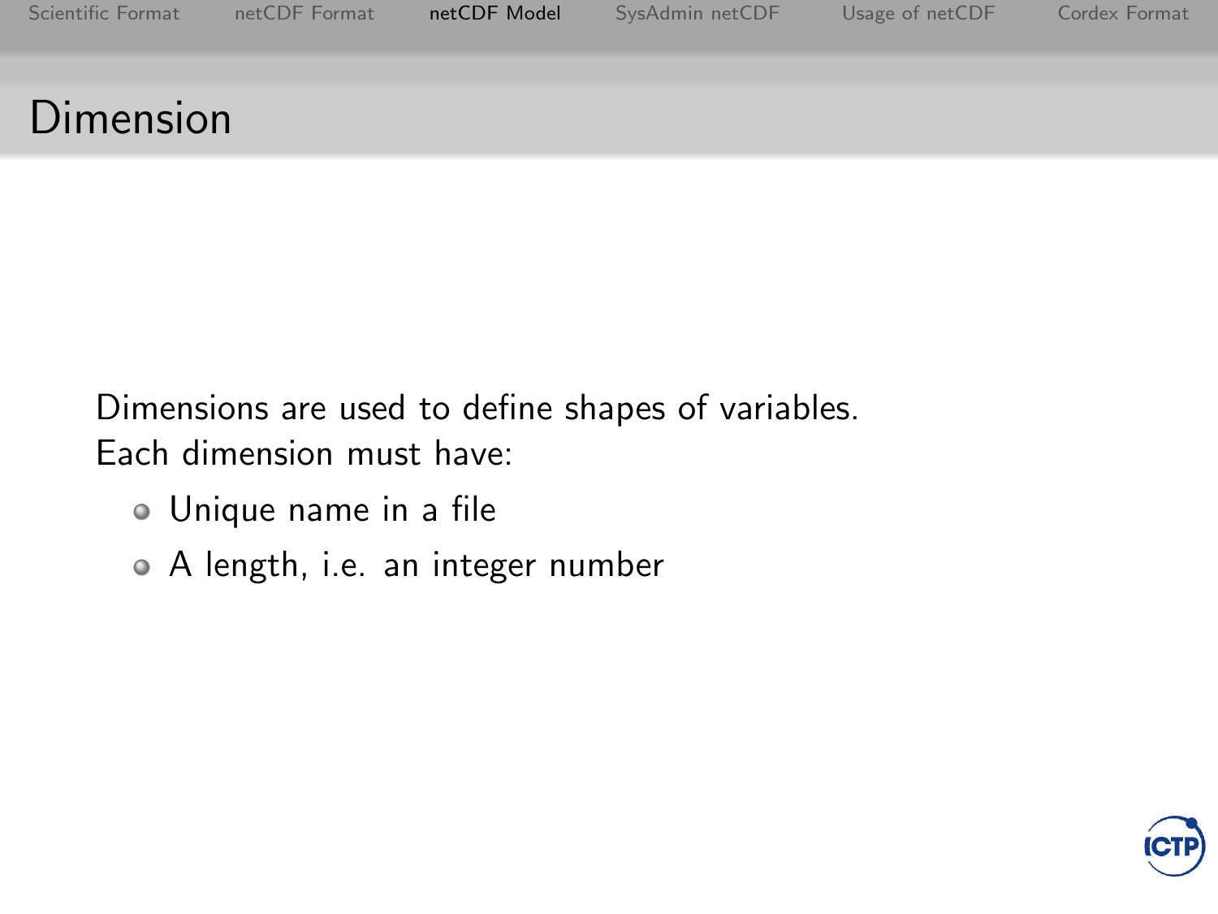# Dimension

Dimensions are used to define shapes of variables.
Each dimension must have:

- Unique name in a file
- A length, i.e. an integer number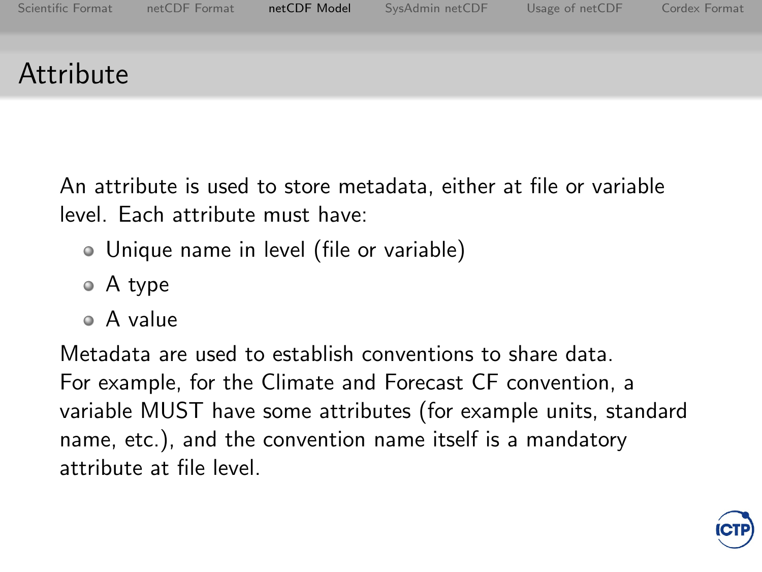# Attribute

An attribute is used to store metadata, either at file or variable level. Each attribute must have:

- Unique name in level (file or variable)
- A type
- A value

Metadata are used to establish conventions to share data. For example, for the Climate and Forecast CF convention, a variable MUST have some attributes (for example units, standard name, etc.), and the convention name itself is a mandatory attribute at file level.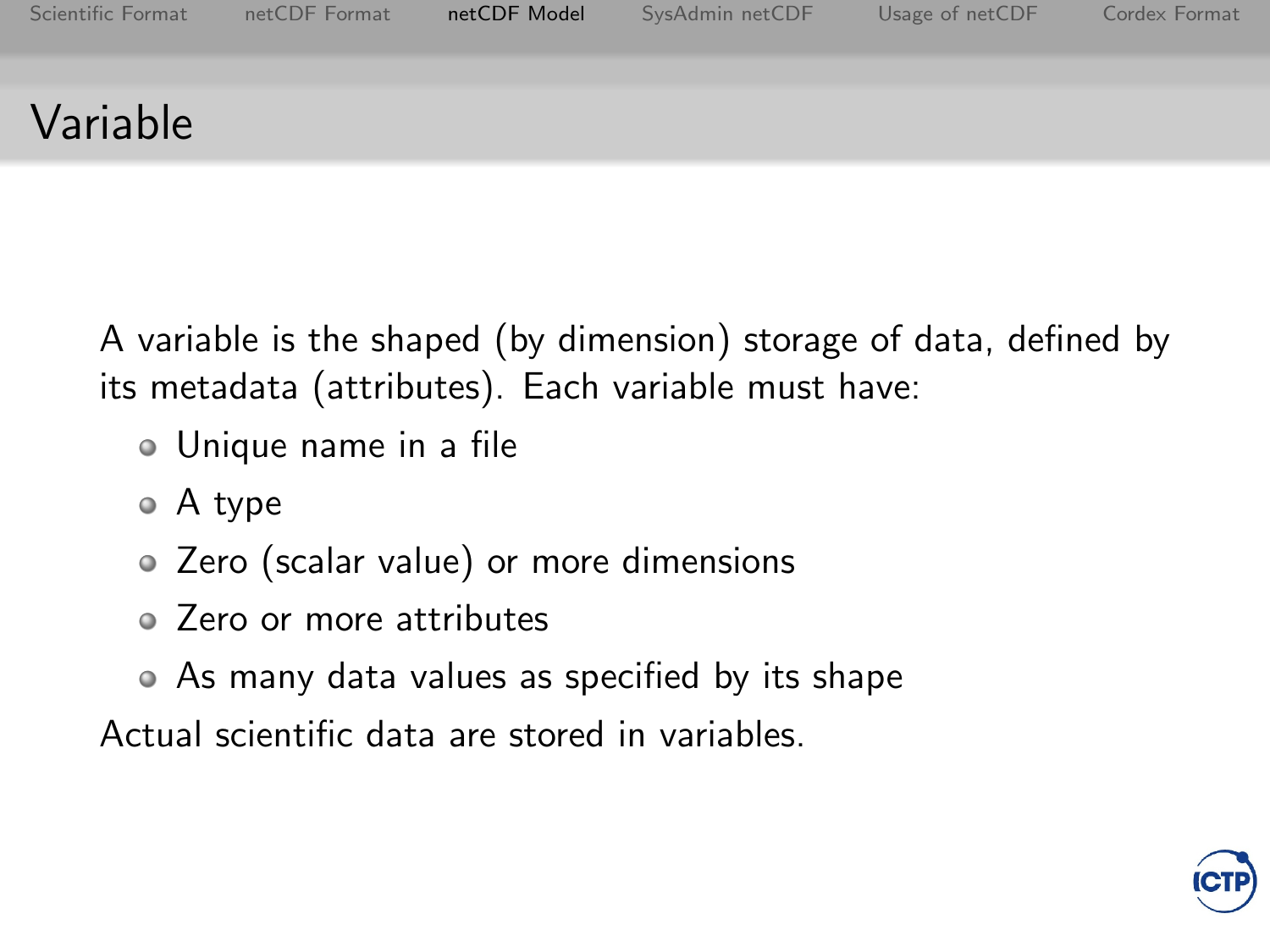# Variable

A variable is the shaped (by dimension) storage of data, defined by its metadata (attributes). Each variable must have:

- Unique name in a file
- A type
- Zero (scalar value) or more dimensions
- Zero or more attributes
- As many data values as specified by its shape

Actual scientific data are stored in variables.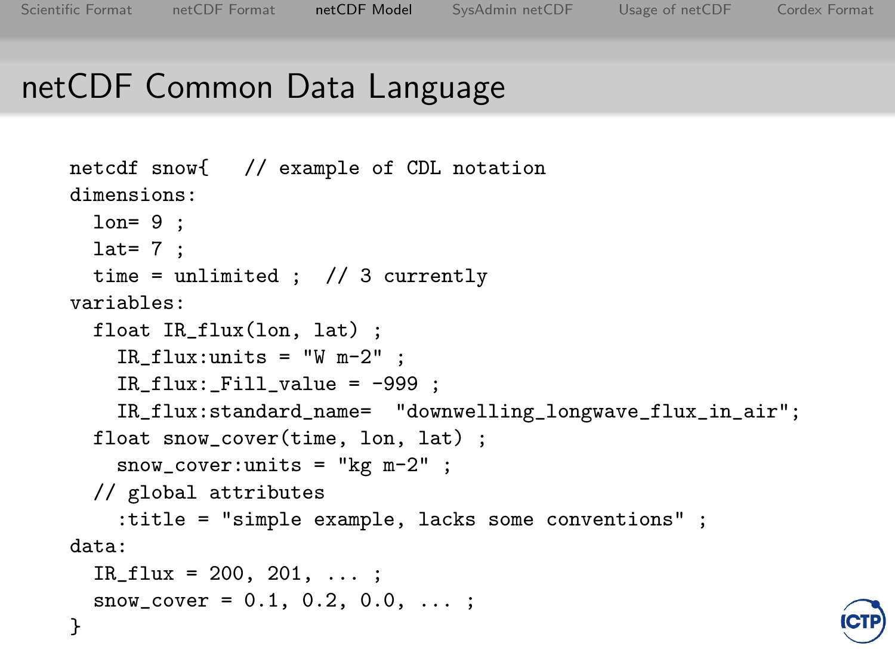# netCDF Common Data Language

```
netcdf snow{   // example of CDL notation
dimensions:
  lon= 9 ;
  lat= 7 ;
  time = unlimited ;  // 3 currently
variables:
  float IR_flux(lon, lat) ;
    IR_flux:units = "W m-2" ;
    IR_flux:_Fill_value = -999 ;
    IR_flux:standard_name=  "downwelling_longwave_flux_in_air";
  float snow_cover(time, lon, lat) ;
    snow_cover:units = "kg m-2" ;
  // global attributes
    :title = "simple example, lacks some conventions" ;
data:
  IR_flux = 200, 201, ... ;
  snow_cover = 0.1, 0.2, 0.0, ... ;
}
```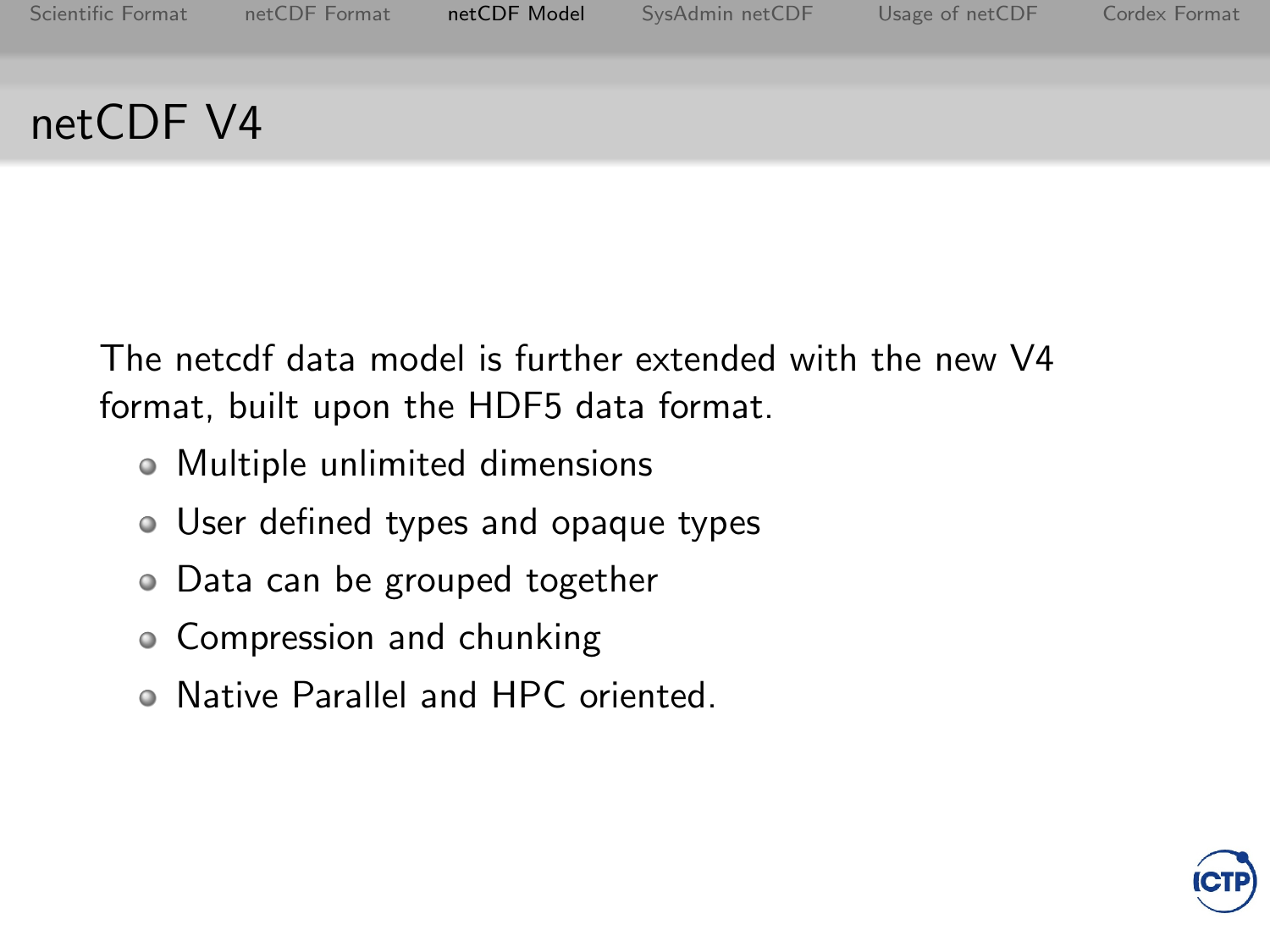# netCDF V4

The netcdf data model is further extended with the new V4 format, built upon the HDF5 data format.

- Multiple unlimited dimensions
- User defined types and opaque types
- Data can be grouped together
- Compression and chunking
- Native Parallel and HPC oriented.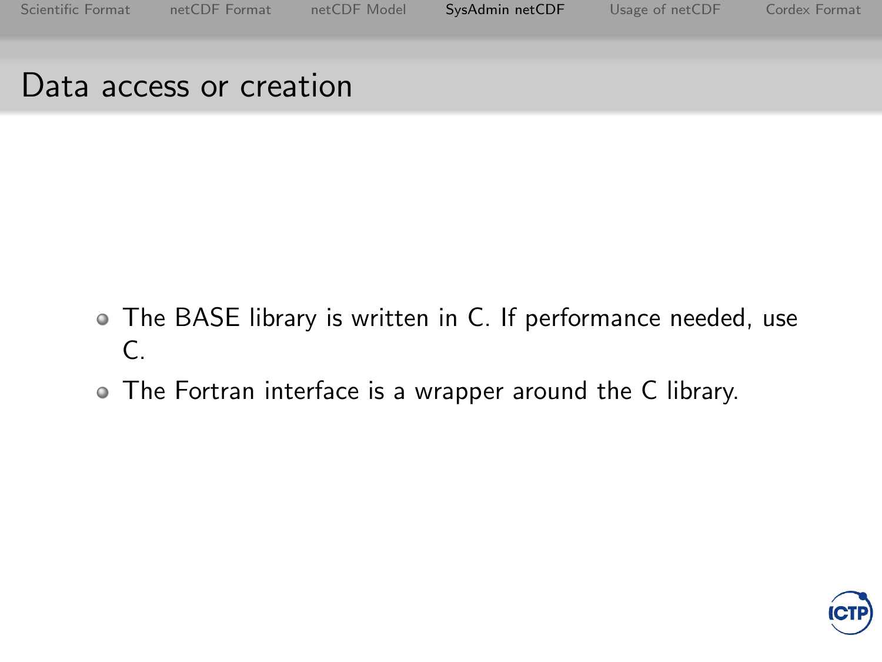# Data access or creation

- The BASE library is written in C. If performance needed, use C.
- The Fortran interface is a wrapper around the C library.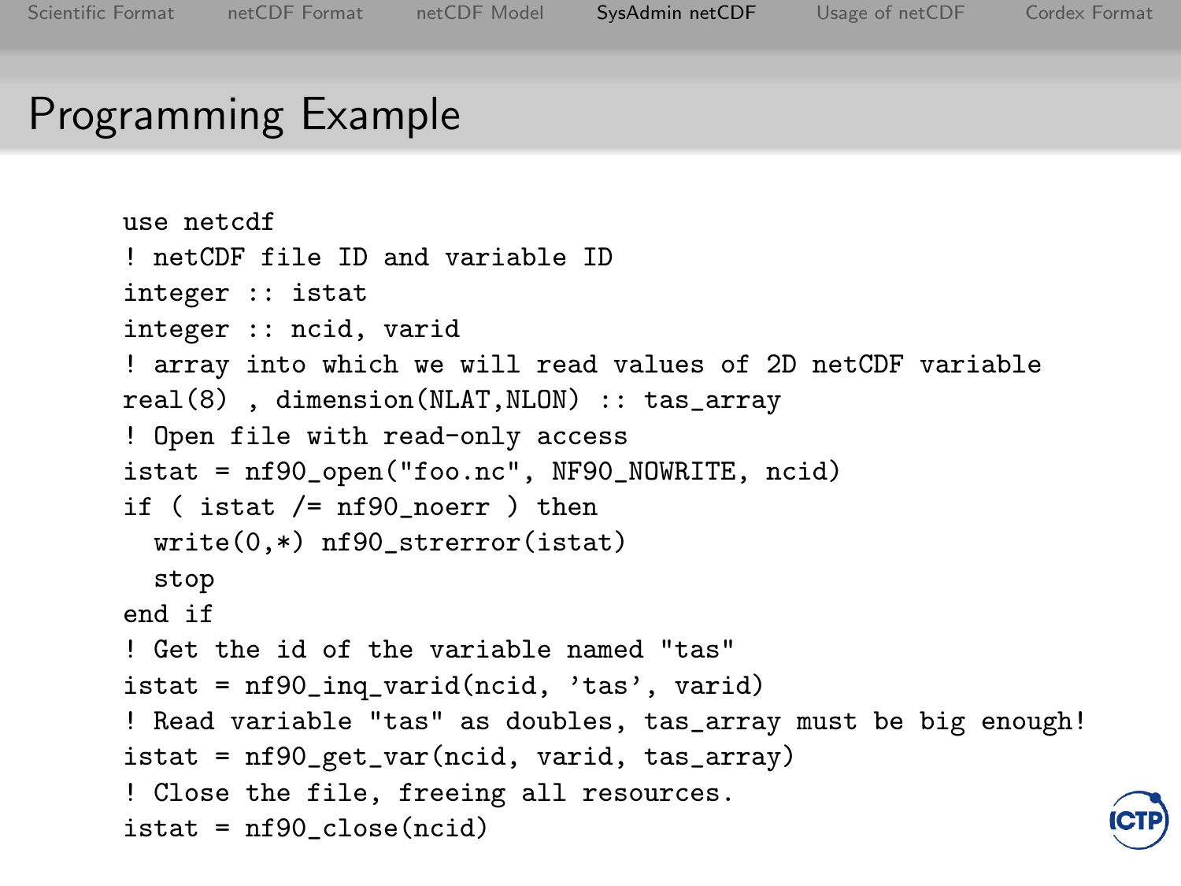# Programming Example

```
use netcdf
! netCDF file ID and variable ID
integer :: istat
integer :: ncid, varid
! array into which we will read values of 2D netCDF variable
real(8) , dimension(NLAT,NLON) :: tas_array
! Open file with read-only access
istat = nf90_open("foo.nc", NF90_NOWRITE, ncid)
if ( istat /= nf90_noerr ) then
  write(0,*) nf90_strerror(istat)
  stop
end if
! Get the id of the variable named "tas"
istat = nf90_inq_varid(ncid, 'tas', varid)
! Read variable "tas" as doubles, tas_array must be big enough!
istat = nf90_get_var(ncid, varid, tas_array)
! Close the file, freeing all resources.
istat = nf90_close(ncid)
```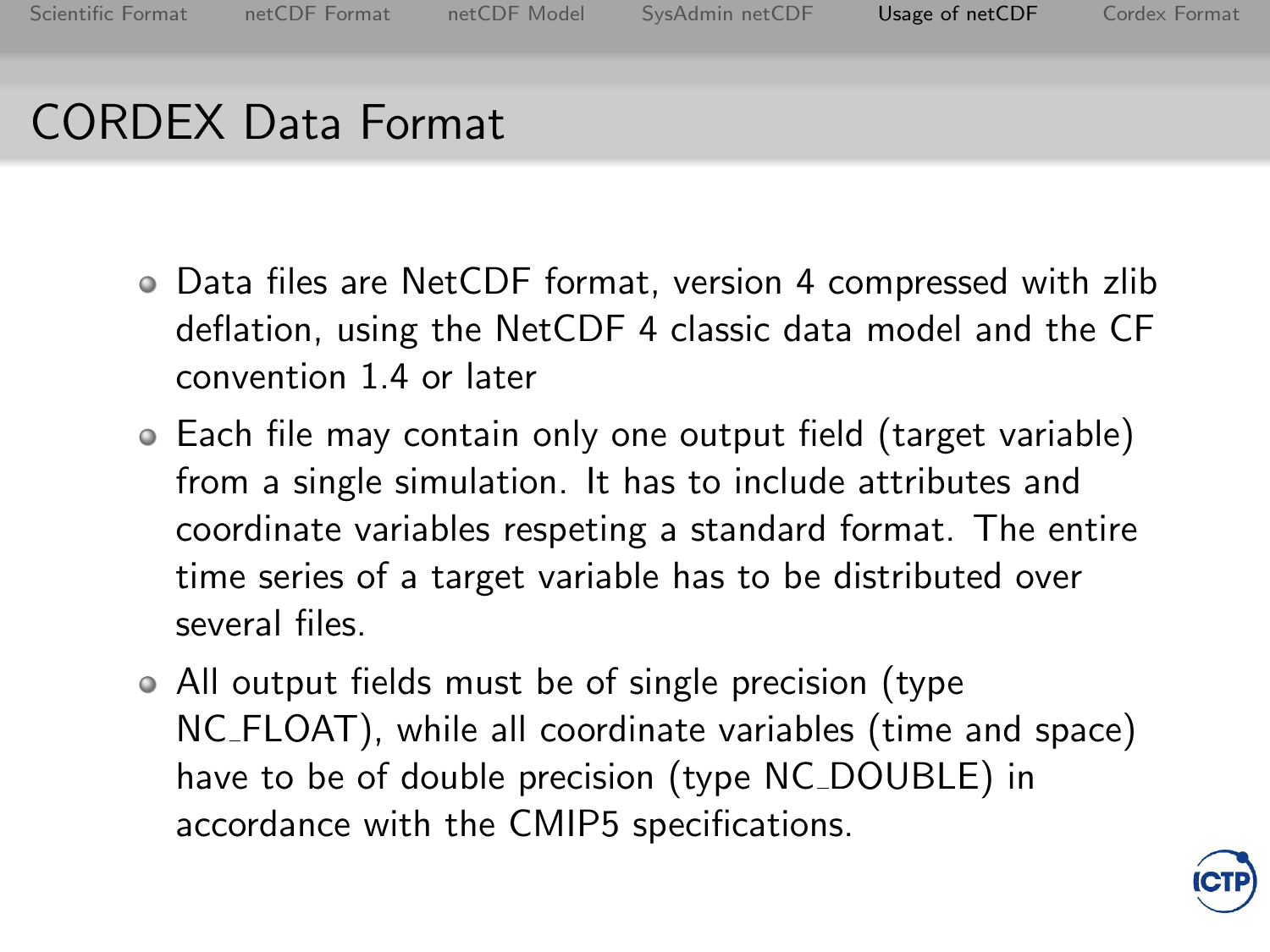# CORDEX Data Format

- Data files are NetCDF format, version 4 compressed with zlib deflation, using the NetCDF 4 classic data model and the CF convention 1.4 or later
- Each file may contain only one output field (target variable) from a single simulation. It has to include attributes and coordinate variables respeting a standard format. The entire time series of a target variable has to be distributed over several files.
- All output fields must be of single precision (type NC_FLOAT), while all coordinate variables (time and space) have to be of double precision (type NC_DOUBLE) in accordance with the CMIP5 specifications.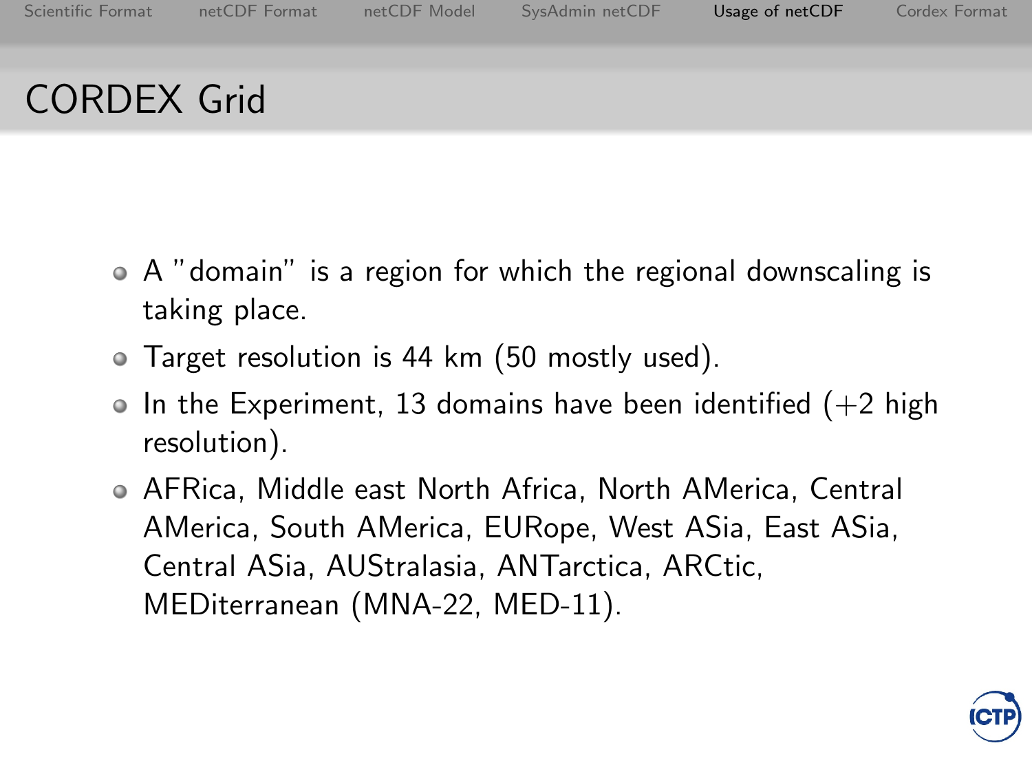# CORDEX Grid

- A "domain" is a region for which the regional downscaling is taking place.
- Target resolution is 44 km (50 mostly used).
- In the Experiment, 13 domains have been identified (+2 high resolution).
- AFRica, Middle east North Africa, North AMerica, Central AMerica, South AMerica, EURope, West ASia, East ASia, Central ASia, AUStralasia, ANTarctica, ARCtic, MEDiterranean (MNA-22, MED-11).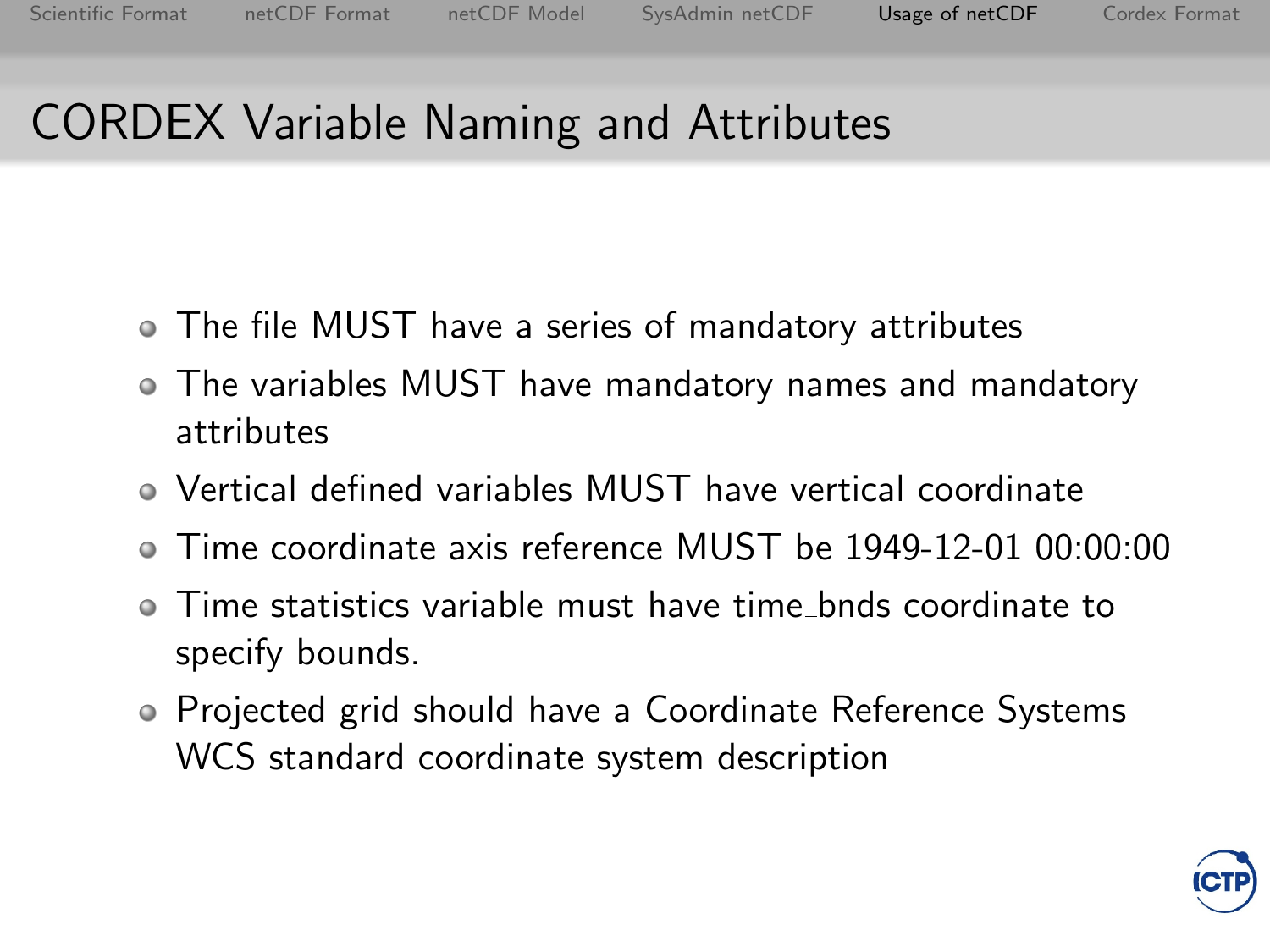# CORDEX Variable Naming and Attributes

- The file MUST have a series of mandatory attributes
- The variables MUST have mandatory names and mandatory attributes
- Vertical defined variables MUST have vertical coordinate
- Time coordinate axis reference MUST be 1949-12-01 00:00:00
- Time statistics variable must have time_bnds coordinate to specify bounds.
- Projected grid should have a Coordinate Reference Systems WCS standard coordinate system description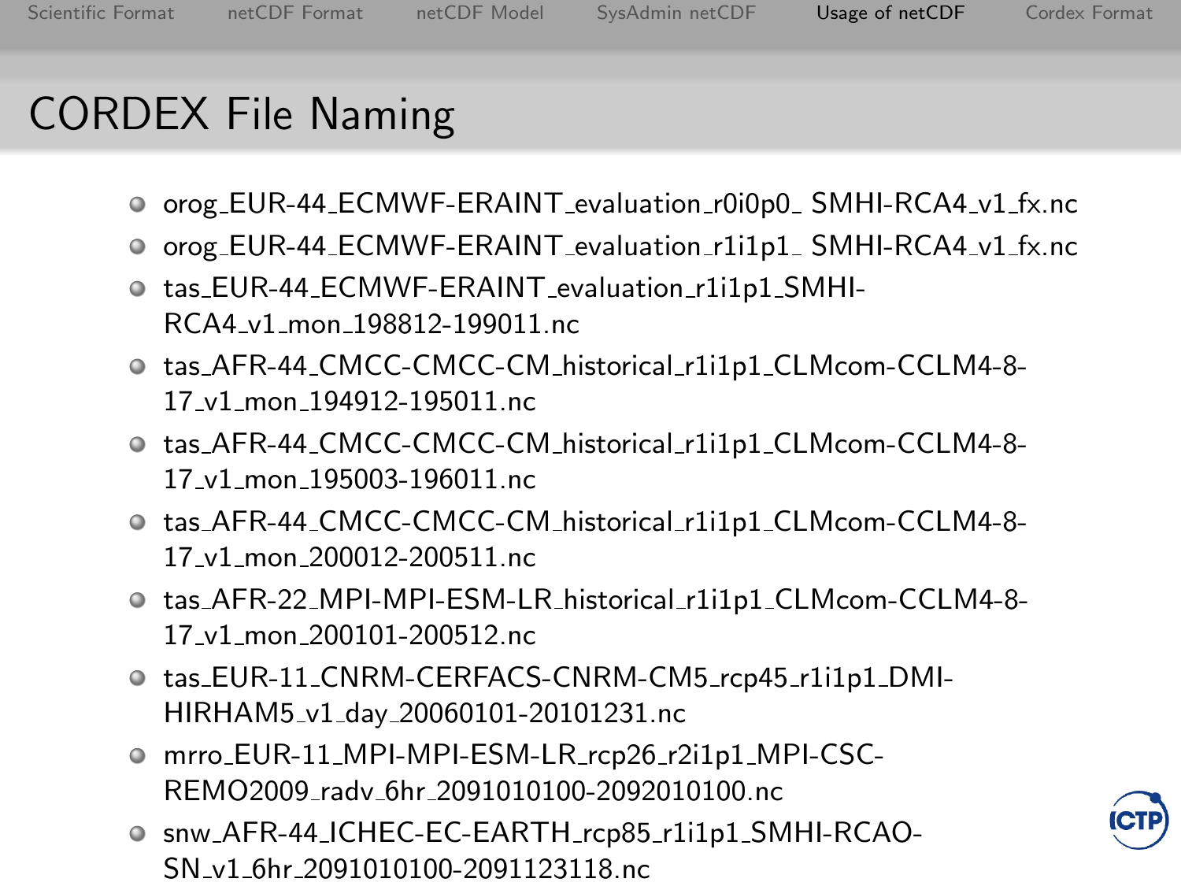# CORDEX File Naming

- orog_EUR-44_ECMWF-ERAINT_evaluation_r0i0p0_ SMHI-RCA4_v1_fx.nc
- orog_EUR-44_ECMWF-ERAINT_evaluation_r1i1p1_ SMHI-RCA4_v1_fx.nc
- tas_EUR-44_ECMWF-ERAINT_evaluation_r1i1p1_SMHI-RCA4_v1_mon_198812-199011.nc
- tas_AFR-44_CMCC-CMCC-CM_historical_r1i1p1_CLMcom-CCLM4-8-17_v1_mon_194912-195011.nc
- tas_AFR-44_CMCC-CMCC-CM_historical_r1i1p1_CLMcom-CCLM4-8-17_v1_mon_195003-196011.nc
- tas_AFR-44_CMCC-CMCC-CM_historical_r1i1p1_CLMcom-CCLM4-8-17_v1_mon_200012-200511.nc
- tas_AFR-22_MPI-MPI-ESM-LR_historical_r1i1p1_CLMcom-CCLM4-8-17_v1_mon_200101-200512.nc
- tas_EUR-11_CNRM-CERFACS-CNRM-CM5_rcp45_r1i1p1_DMI-HIRHAM5_v1_day_20060101-20101231.nc
- mrro_EUR-11_MPI-MPI-ESM-LR_rcp26_r2i1p1_MPI-CSC-REMO2009_radv_6hr_2091010100-2092010100.nc
- snw_AFR-44_ICHEC-EC-EARTH_rcp85_r1i1p1_SMHI-RCAO-SN_v1_6hr_2091010100-2091123118.nc